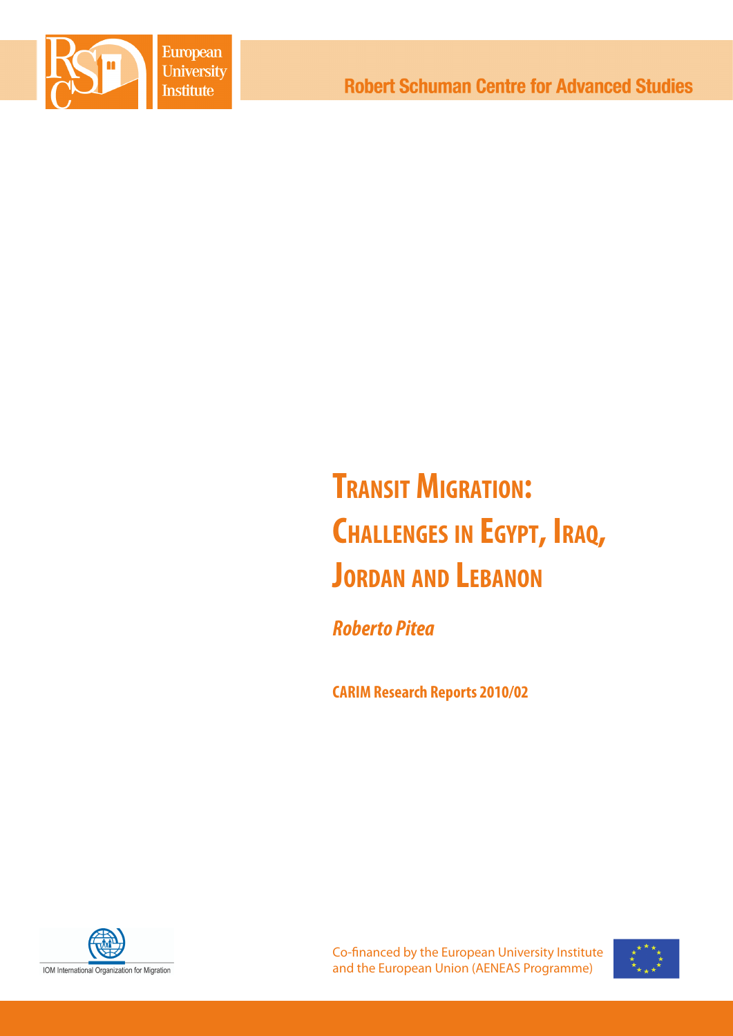European University Institute

Robert Schuman Centre for Advanced Studies

# Transit Migration: Challenges in Egypt, Iraq, Jordan and Lebanon

***Roberto Pitea***

**CARIM Research Reports 2010/02**

IOM International Organization for Migration

Co-financed by the European University Institute and the European Union (AENEAS Programme)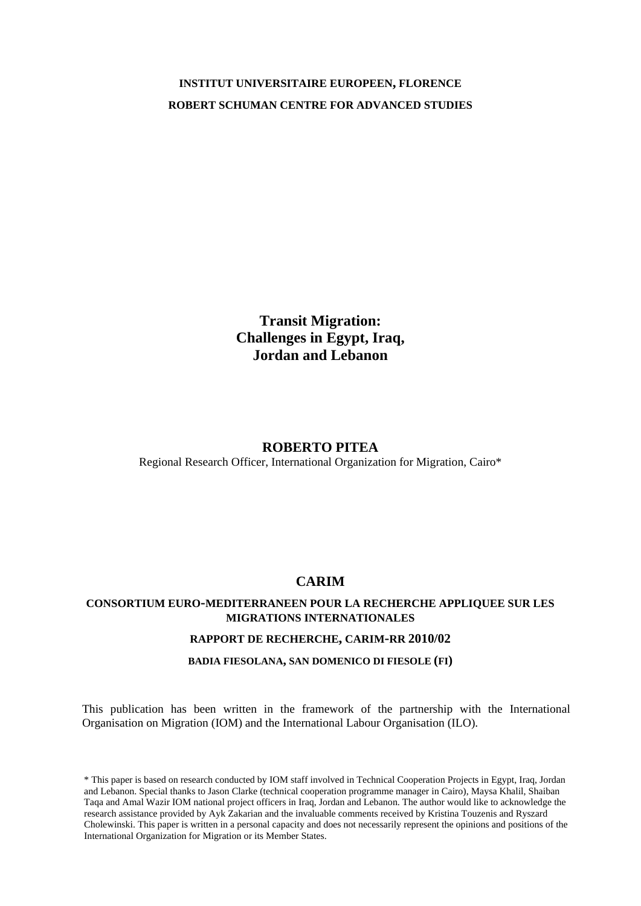**INSTITUT UNIVERSITAIRE EUROPEEN, FLORENCE**

**ROBERT SCHUMAN CENTRE FOR ADVANCED STUDIES**

# Transit Migration: Challenges in Egypt, Iraq, Jordan and Lebanon

**ROBERTO PITEA**

Regional Research Officer, International Organization for Migration, Cairo*

**CARIM**

**CONSORTIUM EURO-MEDITERRANEEN POUR LA RECHERCHE APPLIQUEE SUR LES MIGRATIONS INTERNATIONALES**

**RAPPORT DE RECHERCHE, CARIM-RR 2010/02**

**BADIA FIESOLANA, SAN DOMENICO DI FIESOLE (FI)**

This publication has been written in the framework of the partnership with the International Organisation on Migration (IOM) and the International Labour Organisation (ILO).

\* This paper is based on research conducted by IOM staff involved in Technical Cooperation Projects in Egypt, Iraq, Jordan and Lebanon. Special thanks to Jason Clarke (technical cooperation programme manager in Cairo), Maysa Khalil, Shaiban Taqa and Amal Wazir IOM national project officers in Iraq, Jordan and Lebanon. The author would like to acknowledge the research assistance provided by Ayk Zakarian and the invaluable comments received by Kristina Touzenis and Ryszard Cholewinski. This paper is written in a personal capacity and does not necessarily represent the opinions and positions of the International Organization for Migration or its Member States.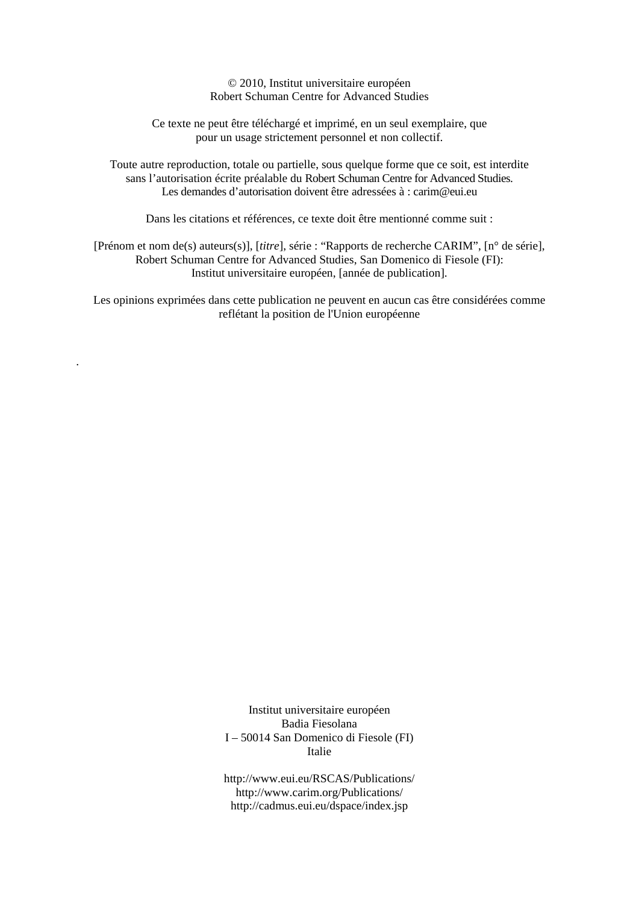© 2010, Institut universitaire européen
Robert Schuman Centre for Advanced Studies

Ce texte ne peut être téléchargé et imprimé, en un seul exemplaire, que
pour un usage strictement personnel et non collectif.

Toute autre reproduction, totale ou partielle, sous quelque forme que ce soit, est interdite
sans l'autorisation écrite préalable du Robert Schuman Centre for Advanced Studies.
Les demandes d'autorisation doivent être adressées à : carim@eui.eu

Dans les citations et références, ce texte doit être mentionné comme suit :

[Prénom et nom de(s) auteurs(s)], [*titre*], série : "Rapports de recherche CARIM", [n° de série],
Robert Schuman Centre for Advanced Studies, San Domenico di Fiesole (FI):
Institut universitaire européen, [année de publication].

Les opinions exprimées dans cette publication ne peuvent en aucun cas être considérées comme
reflétant la position de l'Union européenne

.

Institut universitaire européen
Badia Fiesolana
I – 50014 San Domenico di Fiesole (FI)
Italie

http://www.eui.eu/RSCAS/Publications/
http://www.carim.org/Publications/
http://cadmus.eui.eu/dspace/index.jsp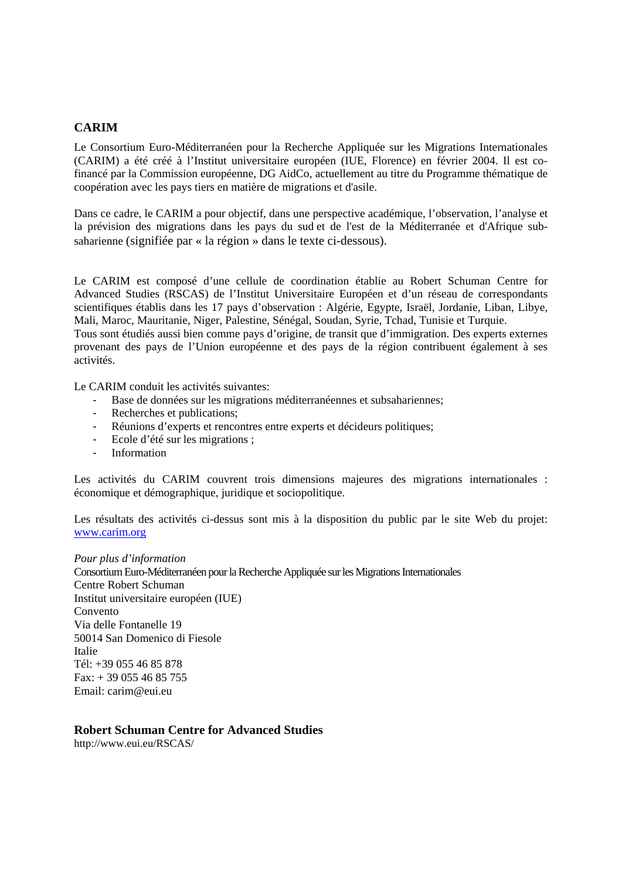## CARIM

Le Consortium Euro-Méditerranéen pour la Recherche Appliquée sur les Migrations Internationales (CARIM) a été créé à l'Institut universitaire européen (IUE, Florence) en février 2004. Il est co-financé par la Commission européenne, DG AidCo, actuellement au titre du Programme thématique de coopération avec les pays tiers en matière de migrations et d'asile.

Dans ce cadre, le CARIM a pour objectif, dans une perspective académique, l'observation, l'analyse et la prévision des migrations dans les pays du sud et de l'est de la Méditerranée et d'Afrique sub-saharienne (signifiée par « la région » dans le texte ci-dessous).

Le CARIM est composé d'une cellule de coordination établie au Robert Schuman Centre for Advanced Studies (RSCAS) de l'Institut Universitaire Européen et d'un réseau de correspondants scientifiques établis dans les 17 pays d'observation : Algérie, Egypte, Israël, Jordanie, Liban, Libye, Mali, Maroc, Mauritanie, Niger, Palestine, Sénégal, Soudan, Syrie, Tchad, Tunisie et Turquie.
Tous sont étudiés aussi bien comme pays d'origine, de transit que d'immigration. Des experts externes provenant des pays de l'Union européenne et des pays de la région contribuent également à ses activités.

Le CARIM conduit les activités suivantes:

- Base de données sur les migrations méditerranéennes et subsahariennes;
- Recherches et publications;
- Réunions d'experts et rencontres entre experts et décideurs politiques;
- Ecole d'été sur les migrations ;
- Information

Les activités du CARIM couvrent trois dimensions majeures des migrations internationales : économique et démographique, juridique et sociopolitique.

Les résultats des activités ci-dessus sont mis à la disposition du public par le site Web du projet: www.carim.org

*Pour plus d'information*
Consortium Euro-Méditerranéen pour la Recherche Appliquée sur les Migrations Internationales
Centre Robert Schuman
Institut universitaire européen (IUE)
Convento
Via delle Fontanelle 19
50014 San Domenico di Fiesole
Italie
Tél: +39 055 46 85 878
Fax: + 39 055 46 85 755
Email: carim@eui.eu

**Robert Schuman Centre for Advanced Studies**
http://www.eui.eu/RSCAS/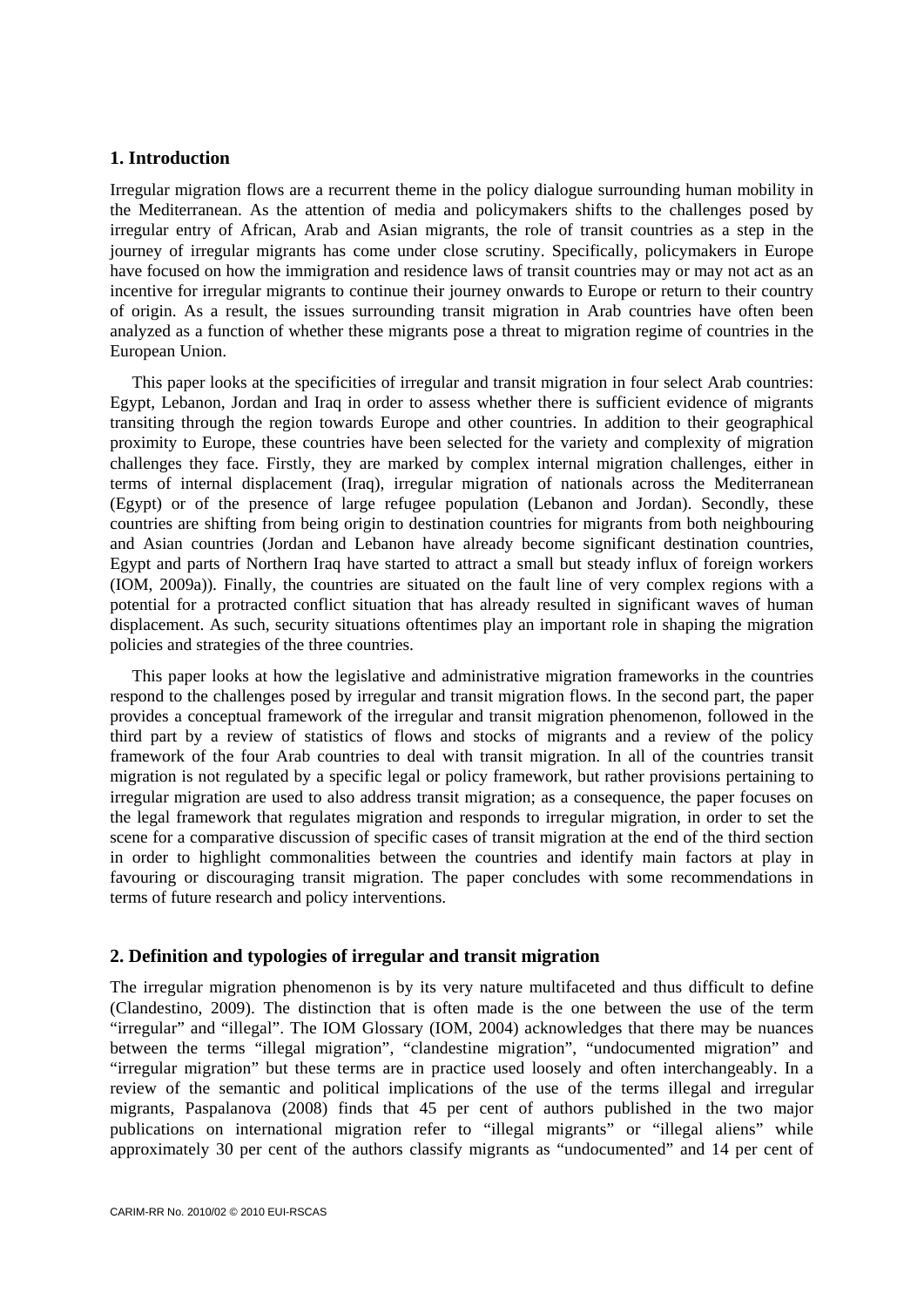## 1. Introduction

Irregular migration flows are a recurrent theme in the policy dialogue surrounding human mobility in the Mediterranean. As the attention of media and policymakers shifts to the challenges posed by irregular entry of African, Arab and Asian migrants, the role of transit countries as a step in the journey of irregular migrants has come under close scrutiny. Specifically, policymakers in Europe have focused on how the immigration and residence laws of transit countries may or may not act as an incentive for irregular migrants to continue their journey onwards to Europe or return to their country of origin. As a result, the issues surrounding transit migration in Arab countries have often been analyzed as a function of whether these migrants pose a threat to migration regime of countries in the European Union.

This paper looks at the specificities of irregular and transit migration in four select Arab countries: Egypt, Lebanon, Jordan and Iraq in order to assess whether there is sufficient evidence of migrants transiting through the region towards Europe and other countries. In addition to their geographical proximity to Europe, these countries have been selected for the variety and complexity of migration challenges they face. Firstly, they are marked by complex internal migration challenges, either in terms of internal displacement (Iraq), irregular migration of nationals across the Mediterranean (Egypt) or of the presence of large refugee population (Lebanon and Jordan). Secondly, these countries are shifting from being origin to destination countries for migrants from both neighbouring and Asian countries (Jordan and Lebanon have already become significant destination countries, Egypt and parts of Northern Iraq have started to attract a small but steady influx of foreign workers (IOM, 2009a)). Finally, the countries are situated on the fault line of very complex regions with a potential for a protracted conflict situation that has already resulted in significant waves of human displacement. As such, security situations oftentimes play an important role in shaping the migration policies and strategies of the three countries.

This paper looks at how the legislative and administrative migration frameworks in the countries respond to the challenges posed by irregular and transit migration flows. In the second part, the paper provides a conceptual framework of the irregular and transit migration phenomenon, followed in the third part by a review of statistics of flows and stocks of migrants and a review of the policy framework of the four Arab countries to deal with transit migration. In all of the countries transit migration is not regulated by a specific legal or policy framework, but rather provisions pertaining to irregular migration are used to also address transit migration; as a consequence, the paper focuses on the legal framework that regulates migration and responds to irregular migration, in order to set the scene for a comparative discussion of specific cases of transit migration at the end of the third section in order to highlight commonalities between the countries and identify main factors at play in favouring or discouraging transit migration. The paper concludes with some recommendations in terms of future research and policy interventions.

## 2. Definition and typologies of irregular and transit migration

The irregular migration phenomenon is by its very nature multifaceted and thus difficult to define (Clandestino, 2009). The distinction that is often made is the one between the use of the term "irregular" and "illegal". The IOM Glossary (IOM, 2004) acknowledges that there may be nuances between the terms "illegal migration", "clandestine migration", "undocumented migration" and "irregular migration" but these terms are in practice used loosely and often interchangeably. In a review of the semantic and political implications of the use of the terms illegal and irregular migrants, Paspalanova (2008) finds that 45 per cent of authors published in the two major publications on international migration refer to "illegal migrants" or "illegal aliens" while approximately 30 per cent of the authors classify migrants as "undocumented" and 14 per cent of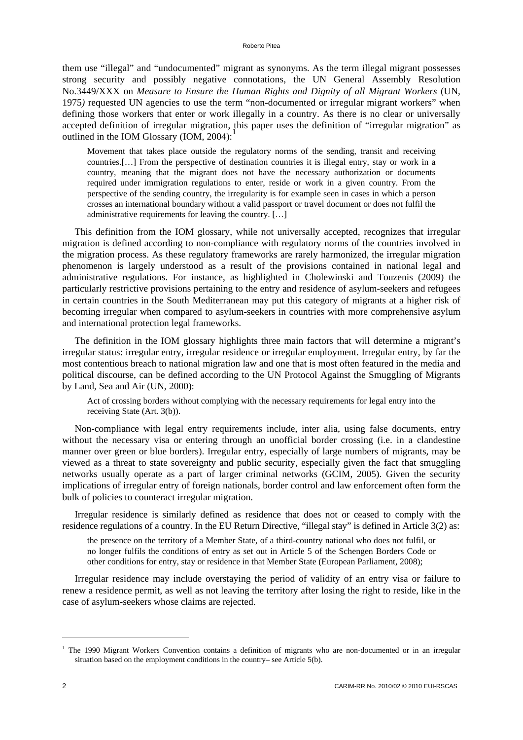them use "illegal" and "undocumented" migrant as synonyms. As the term illegal migrant possesses strong security and possibly negative connotations, the UN General Assembly Resolution No.3449/XXX on *Measure to Ensure the Human Rights and Dignity of all Migrant Workers* (UN, 1975*)* requested UN agencies to use the term "non-documented or irregular migrant workers" when defining those workers that enter or work illegally in a country. As there is no clear or universally accepted definition of irregular migration, this paper uses the definition of "irregular migration" as outlined in the IOM Glossary (IOM, 2004):[1]

> Movement that takes place outside the regulatory norms of the sending, transit and receiving countries.[…] From the perspective of destination countries it is illegal entry, stay or work in a country, meaning that the migrant does not have the necessary authorization or documents required under immigration regulations to enter, reside or work in a given country. From the perspective of the sending country, the irregularity is for example seen in cases in which a person crosses an international boundary without a valid passport or travel document or does not fulfil the administrative requirements for leaving the country. […]

This definition from the IOM glossary, while not universally accepted, recognizes that irregular migration is defined according to non-compliance with regulatory norms of the countries involved in the migration process. As these regulatory frameworks are rarely harmonized, the irregular migration phenomenon is largely understood as a result of the provisions contained in national legal and administrative regulations. For instance, as highlighted in Cholewinski and Touzenis (2009) the particularly restrictive provisions pertaining to the entry and residence of asylum-seekers and refugees in certain countries in the South Mediterranean may put this category of migrants at a higher risk of becoming irregular when compared to asylum-seekers in countries with more comprehensive asylum and international protection legal frameworks.

The definition in the IOM glossary highlights three main factors that will determine a migrant's irregular status: irregular entry, irregular residence or irregular employment. Irregular entry, by far the most contentious breach to national migration law and one that is most often featured in the media and political discourse, can be defined according to the UN Protocol Against the Smuggling of Migrants by Land, Sea and Air (UN, 2000):

> Act of crossing borders without complying with the necessary requirements for legal entry into the receiving State (Art. 3(b)).

Non-compliance with legal entry requirements include, inter alia, using false documents, entry without the necessary visa or entering through an unofficial border crossing (i.e. in a clandestine manner over green or blue borders). Irregular entry, especially of large numbers of migrants, may be viewed as a threat to state sovereignty and public security, especially given the fact that smuggling networks usually operate as a part of larger criminal networks (GCIM, 2005). Given the security implications of irregular entry of foreign nationals, border control and law enforcement often form the bulk of policies to counteract irregular migration.

Irregular residence is similarly defined as residence that does not or ceased to comply with the residence regulations of a country. In the EU Return Directive, "illegal stay" is defined in Article 3(2) as:

> the presence on the territory of a Member State, of a third-country national who does not fulfil, or no longer fulfils the conditions of entry as set out in Article 5 of the Schengen Borders Code or other conditions for entry, stay or residence in that Member State (European Parliament, 2008);

Irregular residence may include overstaying the period of validity of an entry visa or failure to renew a residence permit, as well as not leaving the territory after losing the right to reside, like in the case of asylum-seekers whose claims are rejected.

---

[1] The 1990 Migrant Workers Convention contains a definition of migrants who are non-documented or in an irregular situation based on the employment conditions in the country– see Article 5(b).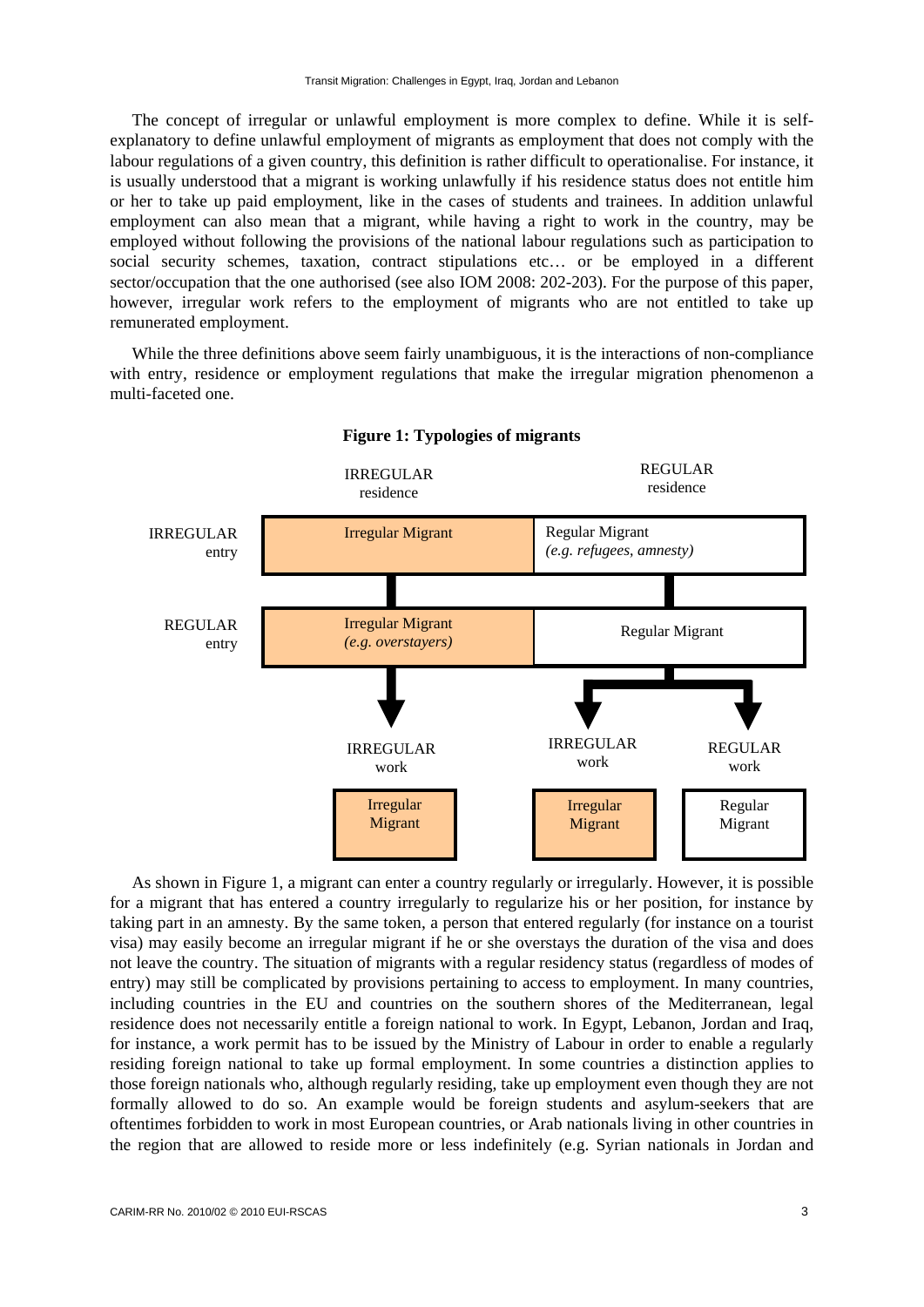The concept of irregular or unlawful employment is more complex to define. While it is self-explanatory to define unlawful employment of migrants as employment that does not comply with the labour regulations of a given country, this definition is rather difficult to operationalise. For instance, it is usually understood that a migrant is working unlawfully if his residence status does not entitle him or her to take up paid employment, like in the cases of students and trainees. In addition unlawful employment can also mean that a migrant, while having a right to work in the country, may be employed without following the provisions of the national labour regulations such as participation to social security schemes, taxation, contract stipulations etc… or be employed in a different sector/occupation that the one authorised (see also IOM 2008: 202-203). For the purpose of this paper, however, irregular work refers to the employment of migrants who are not entitled to take up remunerated employment.

While the three definitions above seem fairly unambiguous, it is the interactions of non-compliance with entry, residence or employment regulations that make the irregular migration phenomenon a multi-faceted one.

**Figure 1: Typologies of migrants**

| | IRREGULAR residence | REGULAR residence |
|---|---|---|
| IRREGULAR entry | Irregular Migrant | Regular Migrant *(e.g. refugees, amnesty)* |
| REGULAR entry | Irregular Migrant *(e.g. overstayers)* | Regular Migrant |

| IRREGULAR work | IRREGULAR work | REGULAR work |
|---|---|---|
| Irregular Migrant | Irregular Migrant | Regular Migrant |

As shown in Figure 1, a migrant can enter a country regularly or irregularly. However, it is possible for a migrant that has entered a country irregularly to regularize his or her position, for instance by taking part in an amnesty. By the same token, a person that entered regularly (for instance on a tourist visa) may easily become an irregular migrant if he or she overstays the duration of the visa and does not leave the country. The situation of migrants with a regular residency status (regardless of modes of entry) may still be complicated by provisions pertaining to access to employment. In many countries, including countries in the EU and countries on the southern shores of the Mediterranean, legal residence does not necessarily entitle a foreign national to work. In Egypt, Lebanon, Jordan and Iraq, for instance, a work permit has to be issued by the Ministry of Labour in order to enable a regularly residing foreign national to take up formal employment. In some countries a distinction applies to those foreign nationals who, although regularly residing, take up employment even though they are not formally allowed to do so. An example would be foreign students and asylum-seekers that are oftentimes forbidden to work in most European countries, or Arab nationals living in other countries in the region that are allowed to reside more or less indefinitely (e.g. Syrian nationals in Jordan and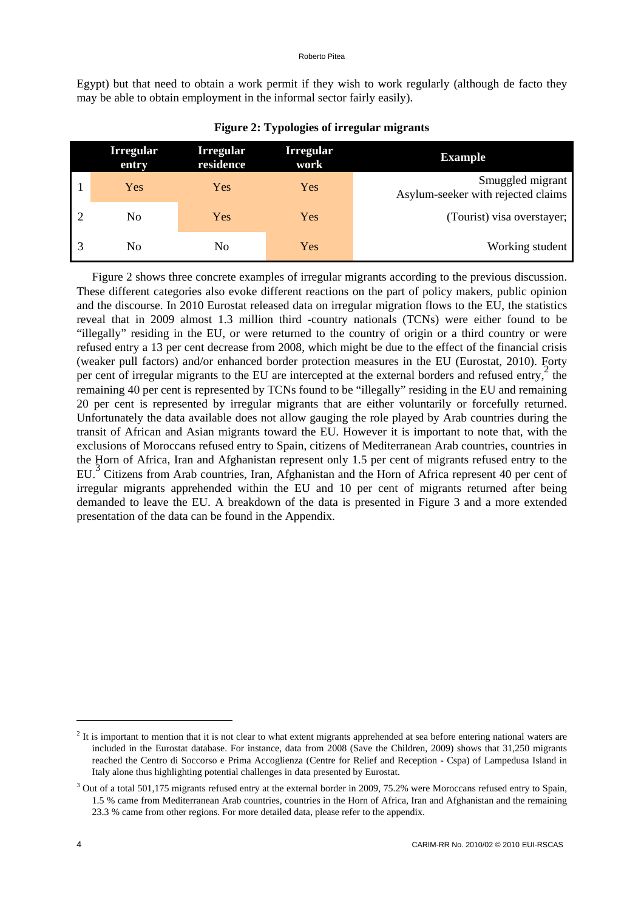Egypt) but that need to obtain a work permit if they wish to work regularly (although de facto they may be able to obtain employment in the informal sector fairly easily).

**Figure 2: Typologies of irregular migrants**

| | Irregular entry | Irregular residence | Irregular work | Example |
|---|---|---|---|---|
| 1 | Yes | Yes | Yes | Smuggled migrant<br>Asylum-seeker with rejected claims |
| 2 | No | Yes | Yes | (Tourist) visa overstayer; |
| 3 | No | No | Yes | Working student |

Figure 2 shows three concrete examples of irregular migrants according to the previous discussion. These different categories also evoke different reactions on the part of policy makers, public opinion and the discourse. In 2010 Eurostat released data on irregular migration flows to the EU, the statistics reveal that in 2009 almost 1.3 million third -country nationals (TCNs) were either found to be "illegally" residing in the EU, or were returned to the country of origin or a third country or were refused entry a 13 per cent decrease from 2008, which might be due to the effect of the financial crisis (weaker pull factors) and/or enhanced border protection measures in the EU (Eurostat, 2010). Forty per cent of irregular migrants to the EU are intercepted at the external borders and refused entry,[2] the remaining 40 per cent is represented by TCNs found to be "illegally" residing in the EU and remaining 20 per cent is represented by irregular migrants that are either voluntarily or forcefully returned. Unfortunately the data available does not allow gauging the role played by Arab countries during the transit of African and Asian migrants toward the EU. However it is important to note that, with the exclusions of Moroccans refused entry to Spain, citizens of Mediterranean Arab countries, countries in the Horn of Africa, Iran and Afghanistan represent only 1.5 per cent of migrants refused entry to the EU.[3] Citizens from Arab countries, Iran, Afghanistan and the Horn of Africa represent 40 per cent of irregular migrants apprehended within the EU and 10 per cent of migrants returned after being demanded to leave the EU. A breakdown of the data is presented in Figure 3 and a more extended presentation of the data can be found in the Appendix.

---

[2] It is important to mention that it is not clear to what extent migrants apprehended at sea before entering national waters are included in the Eurostat database. For instance, data from 2008 (Save the Children, 2009) shows that 31,250 migrants reached the Centro di Soccorso e Prima Accoglienza (Centre for Relief and Reception - Cspa) of Lampedusa Island in Italy alone thus highlighting potential challenges in data presented by Eurostat.

[3] Out of a total 501,175 migrants refused entry at the external border in 2009, 75.2% were Moroccans refused entry to Spain, 1.5 % came from Mediterranean Arab countries, countries in the Horn of Africa, Iran and Afghanistan and the remaining 23.3 % came from other regions. For more detailed data, please refer to the appendix.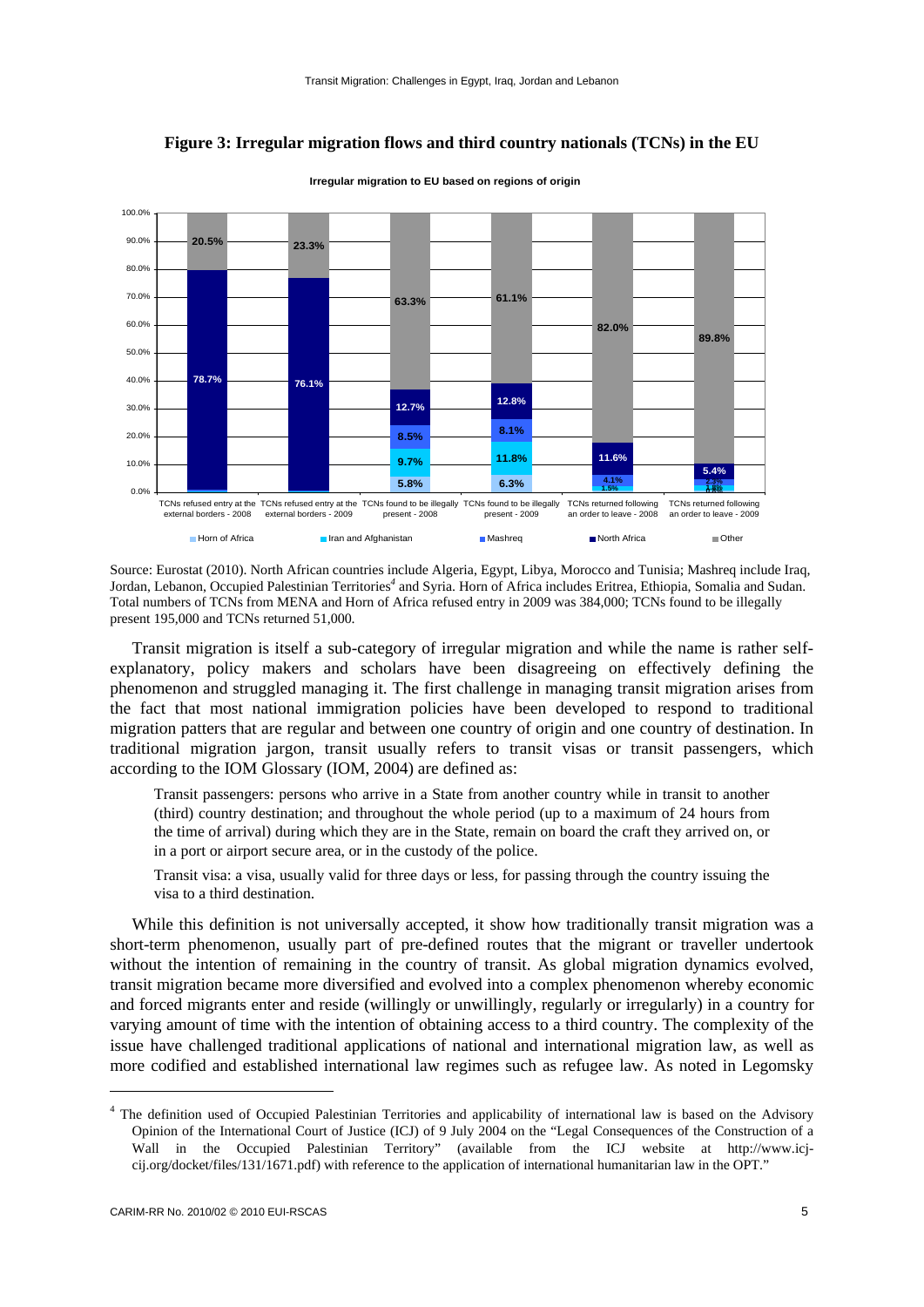**Figure 3: Irregular migration flows and third country nationals (TCNs) in the EU**

Irregular migration to EU based on regions of origin

| | Horn of Africa | Iran and Afghanistan | Mashreq | North Africa | Other |
|---|---|---|---|---|---|
| TCNs refused entry at the external borders - 2008 | | | | 78.7% | 20.5% |
| TCNs refused entry at the external borders - 2009 | | | | 76.1% | 23.3% |
| TCNs found to be illegally present - 2008 | 5.8% | 9.7% | 8.5% | 12.7% | 63.3% |
| TCNs found to be illegally present - 2009 | 6.3% | 11.8% | 8.1% | 12.8% | 61.1% |
| TCNs returned following an order to leave - 2008 | | 1.5% | 4.1% | 11.6% | 82.0% |
| TCNs returned following an order to leave - 2009 | | | 2.3% | 5.4% | 89.8% |

Source: Eurostat (2010). North African countries include Algeria, Egypt, Libya, Morocco and Tunisia; Mashreq include Iraq, Jordan, Lebanon, Occupied Palestinian Territories[4] and Syria. Horn of Africa includes Eritrea, Ethiopia, Somalia and Sudan. Total numbers of TCNs from MENA and Horn of Africa refused entry in 2009 was 384,000; TCNs found to be illegally present 195,000 and TCNs returned 51,000.

Transit migration is itself a sub-category of irregular migration and while the name is rather self-explanatory, policy makers and scholars have been disagreeing on effectively defining the phenomenon and struggled managing it. The first challenge in managing transit migration arises from the fact that most national immigration policies have been developed to respond to traditional migration patters that are regular and between one country of origin and one country of destination. In traditional migration jargon, transit usually refers to transit visas or transit passengers, which according to the IOM Glossary (IOM, 2004) are defined as:

> Transit passengers: persons who arrive in a State from another country while in transit to another (third) country destination; and throughout the whole period (up to a maximum of 24 hours from the time of arrival) during which they are in the State, remain on board the craft they arrived on, or in a port or airport secure area, or in the custody of the police.
>
> Transit visa: a visa, usually valid for three days or less, for passing through the country issuing the visa to a third destination.

While this definition is not universally accepted, it show how traditionally transit migration was a short-term phenomenon, usually part of pre-defined routes that the migrant or traveller undertook without the intention of remaining in the country of transit. As global migration dynamics evolved, transit migration became more diversified and evolved into a complex phenomenon whereby economic and forced migrants enter and reside (willingly or unwillingly, regularly or irregularly) in a country for varying amount of time with the intention of obtaining access to a third country. The complexity of the issue have challenged traditional applications of national and international migration law, as well as more codified and established international law regimes such as refugee law. As noted in Legomsky

[4] The definition used of Occupied Palestinian Territories and applicability of international law is based on the Advisory Opinion of the International Court of Justice (ICJ) of 9 July 2004 on the "Legal Consequences of the Construction of a Wall in the Occupied Palestinian Territory" (available from the ICJ website at http://www.icj-cij.org/docket/files/131/1671.pdf) with reference to the application of international humanitarian law in the OPT."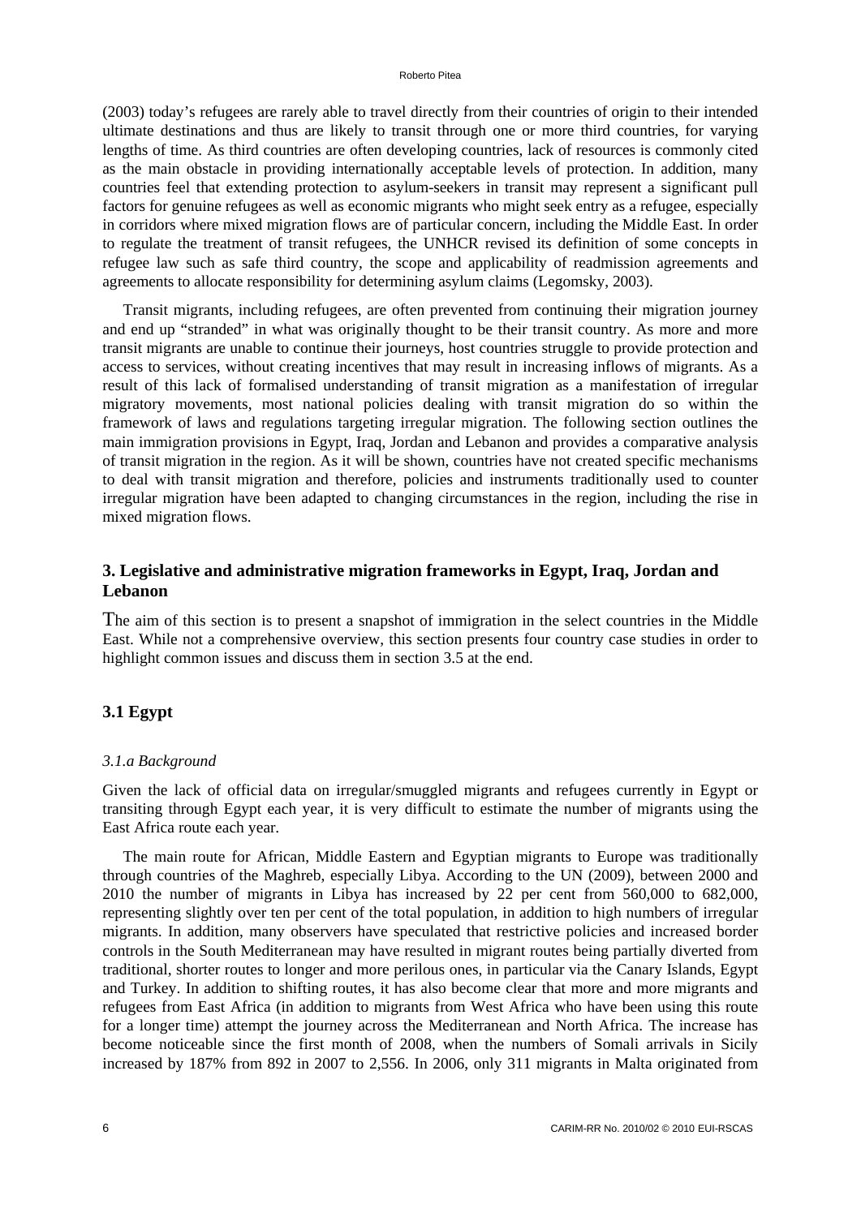(2003) today's refugees are rarely able to travel directly from their countries of origin to their intended ultimate destinations and thus are likely to transit through one or more third countries, for varying lengths of time. As third countries are often developing countries, lack of resources is commonly cited as the main obstacle in providing internationally acceptable levels of protection. In addition, many countries feel that extending protection to asylum-seekers in transit may represent a significant pull factors for genuine refugees as well as economic migrants who might seek entry as a refugee, especially in corridors where mixed migration flows are of particular concern, including the Middle East. In order to regulate the treatment of transit refugees, the UNHCR revised its definition of some concepts in refugee law such as safe third country, the scope and applicability of readmission agreements and agreements to allocate responsibility for determining asylum claims (Legomsky, 2003).

Transit migrants, including refugees, are often prevented from continuing their migration journey and end up "stranded" in what was originally thought to be their transit country. As more and more transit migrants are unable to continue their journeys, host countries struggle to provide protection and access to services, without creating incentives that may result in increasing inflows of migrants. As a result of this lack of formalised understanding of transit migration as a manifestation of irregular migratory movements, most national policies dealing with transit migration do so within the framework of laws and regulations targeting irregular migration. The following section outlines the main immigration provisions in Egypt, Iraq, Jordan and Lebanon and provides a comparative analysis of transit migration in the region. As it will be shown, countries have not created specific mechanisms to deal with transit migration and therefore, policies and instruments traditionally used to counter irregular migration have been adapted to changing circumstances in the region, including the rise in mixed migration flows.

## 3. Legislative and administrative migration frameworks in Egypt, Iraq, Jordan and Lebanon

The aim of this section is to present a snapshot of immigration in the select countries in the Middle East. While not a comprehensive overview, this section presents four country case studies in order to highlight common issues and discuss them in section 3.5 at the end.

### 3.1 Egypt

#### *3.1.a Background*

Given the lack of official data on irregular/smuggled migrants and refugees currently in Egypt or transiting through Egypt each year, it is very difficult to estimate the number of migrants using the East Africa route each year.

The main route for African, Middle Eastern and Egyptian migrants to Europe was traditionally through countries of the Maghreb, especially Libya. According to the UN (2009), between 2000 and 2010 the number of migrants in Libya has increased by 22 per cent from 560,000 to 682,000, representing slightly over ten per cent of the total population, in addition to high numbers of irregular migrants. In addition, many observers have speculated that restrictive policies and increased border controls in the South Mediterranean may have resulted in migrant routes being partially diverted from traditional, shorter routes to longer and more perilous ones, in particular via the Canary Islands, Egypt and Turkey. In addition to shifting routes, it has also become clear that more and more migrants and refugees from East Africa (in addition to migrants from West Africa who have been using this route for a longer time) attempt the journey across the Mediterranean and North Africa. The increase has become noticeable since the first month of 2008, when the numbers of Somali arrivals in Sicily increased by 187% from 892 in 2007 to 2,556. In 2006, only 311 migrants in Malta originated from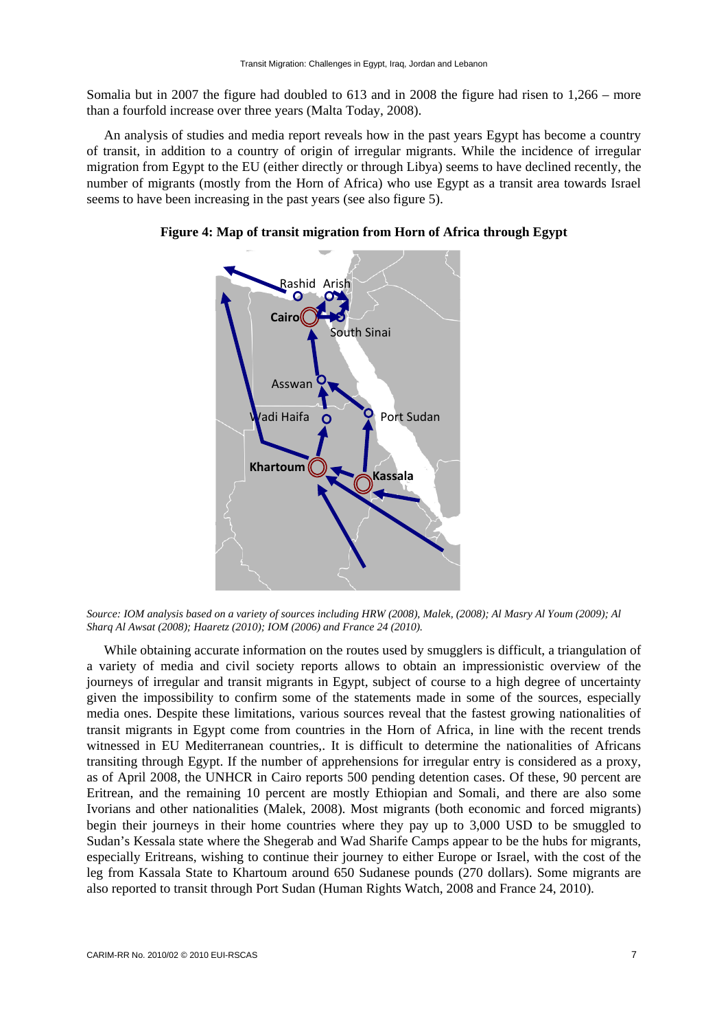Somalia but in 2007 the figure had doubled to 613 and in 2008 the figure had risen to 1,266 – more than a fourfold increase over three years (Malta Today, 2008).

An analysis of studies and media report reveals how in the past years Egypt has become a country of transit, in addition to a country of origin of irregular migrants. While the incidence of irregular migration from Egypt to the EU (either directly or through Libya) seems to have declined recently, the number of migrants (mostly from the Horn of Africa) who use Egypt as a transit area towards Israel seems to have been increasing in the past years (see also figure 5).

**Figure 4: Map of transit migration from Horn of Africa through Egypt**

*Source: IOM analysis based on a variety of sources including HRW (2008), Malek, (2008); Al Masry Al Youm (2009); Al Sharq Al Awsat (2008); Haaretz (2010); IOM (2006) and France 24 (2010).*

While obtaining accurate information on the routes used by smugglers is difficult, a triangulation of a variety of media and civil society reports allows to obtain an impressionistic overview of the journeys of irregular and transit migrants in Egypt, subject of course to a high degree of uncertainty given the impossibility to confirm some of the statements made in some of the sources, especially media ones. Despite these limitations, various sources reveal that the fastest growing nationalities of transit migrants in Egypt come from countries in the Horn of Africa, in line with the recent trends witnessed in EU Mediterranean countries,. It is difficult to determine the nationalities of Africans transiting through Egypt. If the number of apprehensions for irregular entry is considered as a proxy, as of April 2008, the UNHCR in Cairo reports 500 pending detention cases. Of these, 90 percent are Eritrean, and the remaining 10 percent are mostly Ethiopian and Somali, and there are also some Ivorians and other nationalities (Malek, 2008). Most migrants (both economic and forced migrants) begin their journeys in their home countries where they pay up to 3,000 USD to be smuggled to Sudan's Kessala state where the Shegerab and Wad Sharife Camps appear to be the hubs for migrants, especially Eritreans, wishing to continue their journey to either Europe or Israel, with the cost of the leg from Kassala State to Khartoum around 650 Sudanese pounds (270 dollars). Some migrants are also reported to transit through Port Sudan (Human Rights Watch, 2008 and France 24, 2010).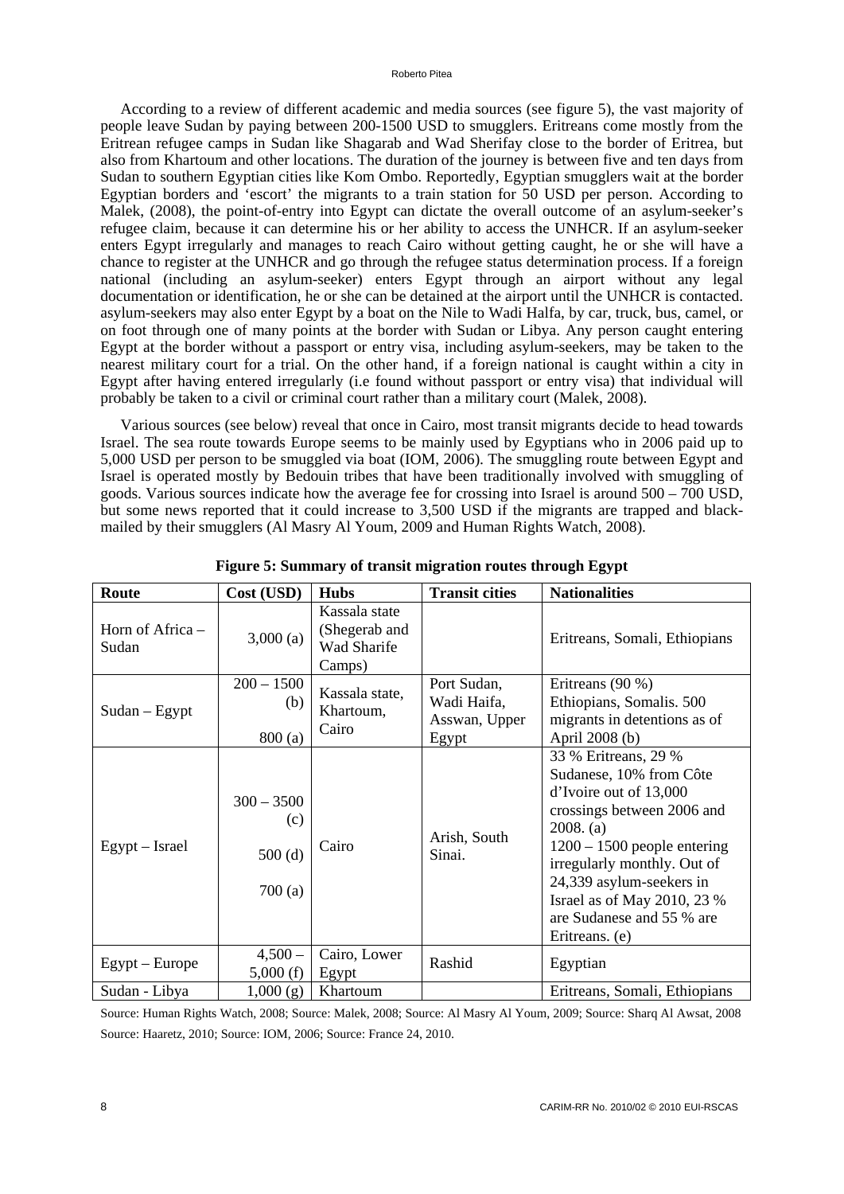According to a review of different academic and media sources (see figure 5), the vast majority of people leave Sudan by paying between 200-1500 USD to smugglers. Eritreans come mostly from the Eritrean refugee camps in Sudan like Shagarab and Wad Sherifay close to the border of Eritrea, but also from Khartoum and other locations. The duration of the journey is between five and ten days from Sudan to southern Egyptian cities like Kom Ombo. Reportedly, Egyptian smugglers wait at the border Egyptian borders and 'escort' the migrants to a train station for 50 USD per person. According to Malek, (2008), the point-of-entry into Egypt can dictate the overall outcome of an asylum-seeker's refugee claim, because it can determine his or her ability to access the UNHCR. If an asylum-seeker enters Egypt irregularly and manages to reach Cairo without getting caught, he or she will have a chance to register at the UNHCR and go through the refugee status determination process. If a foreign national (including an asylum-seeker) enters Egypt through an airport without any legal documentation or identification, he or she can be detained at the airport until the UNHCR is contacted. asylum-seekers may also enter Egypt by a boat on the Nile to Wadi Halfa, by car, truck, bus, camel, or on foot through one of many points at the border with Sudan or Libya. Any person caught entering Egypt at the border without a passport or entry visa, including asylum-seekers, may be taken to the nearest military court for a trial. On the other hand, if a foreign national is caught within a city in Egypt after having entered irregularly (i.e found without passport or entry visa) that individual will probably be taken to a civil or criminal court rather than a military court (Malek, 2008).

Various sources (see below) reveal that once in Cairo, most transit migrants decide to head towards Israel. The sea route towards Europe seems to be mainly used by Egyptians who in 2006 paid up to 5,000 USD per person to be smuggled via boat (IOM, 2006). The smuggling route between Egypt and Israel is operated mostly by Bedouin tribes that have been traditionally involved with smuggling of goods. Various sources indicate how the average fee for crossing into Israel is around 500 – 700 USD, but some news reported that it could increase to 3,500 USD if the migrants are trapped and blackmailed by their smugglers (Al Masry Al Youm, 2009 and Human Rights Watch, 2008).

**Figure 5: Summary of transit migration routes through Egypt**

| Route | Cost (USD) | Hubs | Transit cities | Nationalities |
|---|---|---|---|---|
| Horn of Africa – Sudan | 3,000 (a) | Kassala state (Shegerab and Wad Sharife Camps) | | Eritreans, Somali, Ethiopians |
| Sudan – Egypt | 200 – 1500 (b)<br>800 (a) | Kassala state, Khartoum, Cairo | Port Sudan, Wadi Haifa, Asswan, Upper Egypt | Eritreans (90 %) Ethiopians, Somalis. 500 migrants in detentions as of April 2008 (b) |
| Egypt – Israel | 300 – 3500 (c)<br>500 (d)<br>700 (a) | Cairo | Arish, South Sinai. | 33 % Eritreans, 29 % Sudanese, 10% from Côte d'Ivoire out of 13,000 crossings between 2006 and 2008. (a)<br>1200 – 1500 people entering irregularly monthly. Out of 24,339 asylum-seekers in Israel as of May 2010, 23 % are Sudanese and 55 % are Eritreans. (e) |
| Egypt – Europe | 4,500 – 5,000 (f) | Cairo, Lower Egypt | Rashid | Egyptian |
| Sudan - Libya | 1,000 (g) | Khartoum | | Eritreans, Somali, Ethiopians |

Source: Human Rights Watch, 2008; Source: Malek, 2008; Source: Al Masry Al Youm, 2009; Source: Sharq Al Awsat, 2008 Source: Haaretz, 2010; Source: IOM, 2006; Source: France 24, 2010.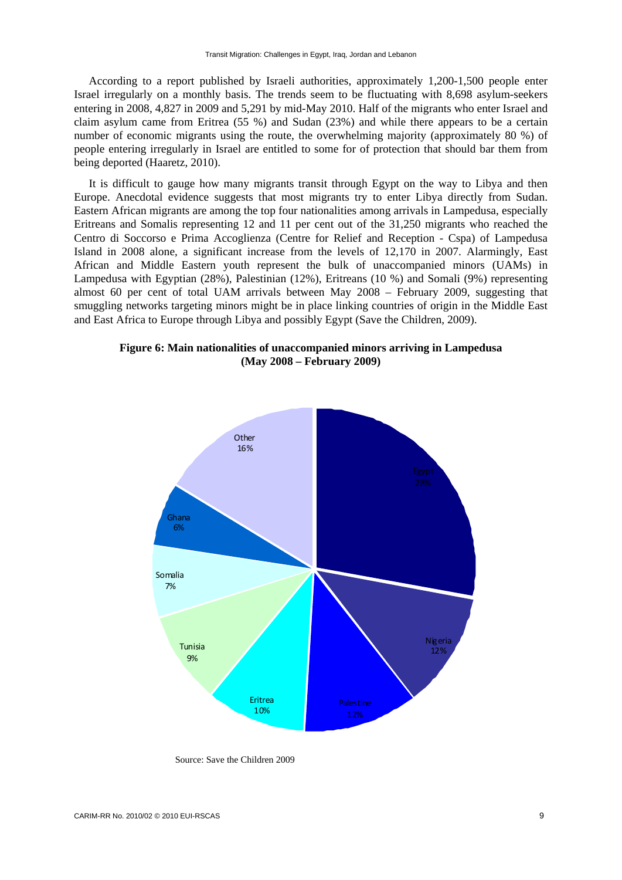According to a report published by Israeli authorities, approximately 1,200-1,500 people enter Israel irregularly on a monthly basis. The trends seem to be fluctuating with 8,698 asylum-seekers entering in 2008, 4,827 in 2009 and 5,291 by mid-May 2010. Half of the migrants who enter Israel and claim asylum came from Eritrea (55 %) and Sudan (23%) and while there appears to be a certain number of economic migrants using the route, the overwhelming majority (approximately 80 %) of people entering irregularly in Israel are entitled to some for of protection that should bar them from being deported (Haaretz, 2010).

It is difficult to gauge how many migrants transit through Egypt on the way to Libya and then Europe. Anecdotal evidence suggests that most migrants try to enter Libya directly from Sudan. Eastern African migrants are among the top four nationalities among arrivals in Lampedusa, especially Eritreans and Somalis representing 12 and 11 per cent out of the 31,250 migrants who reached the Centro di Soccorso e Prima Accoglienza (Centre for Relief and Reception - Cspa) of Lampedusa Island in 2008 alone, a significant increase from the levels of 12,170 in 2007. Alarmingly, East African and Middle Eastern youth represent the bulk of unaccompanied minors (UAMs) in Lampedusa with Egyptian (28%), Palestinian (12%), Eritreans (10 %) and Somali (9%) representing almost 60 per cent of total UAM arrivals between May 2008 – February 2009, suggesting that smuggling networks targeting minors might be in place linking countries of origin in the Middle East and East Africa to Europe through Libya and possibly Egypt (Save the Children, 2009).

**Figure 6: Main nationalities of unaccompanied minors arriving in Lampedusa (May 2008 – February 2009)**

| Nationality | Share |
|---|---|
| Egypt | 28% |
| Nigeria | 12% |
| Palestine | 12% |
| Eritrea | 10% |
| Tunisia | 9% |
| Somalia | 7% |
| Ghana | 6% |
| Other | 16% |

Source: Save the Children 2009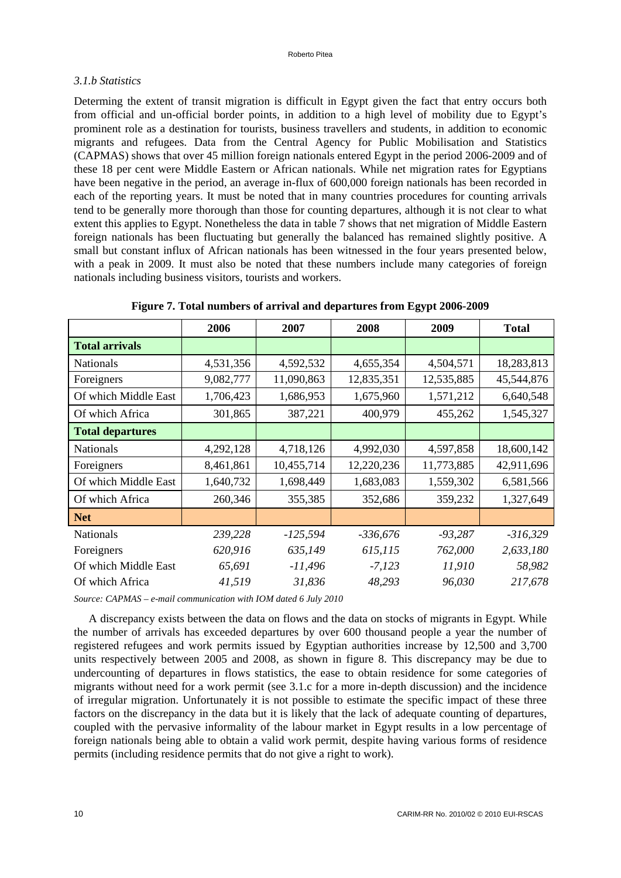### *3.1.b Statistics*

Determing the extent of transit migration is difficult in Egypt given the fact that entry occurs both from official and un-official border points, in addition to a high level of mobility due to Egypt's prominent role as a destination for tourists, business travellers and students, in addition to economic migrants and refugees. Data from the Central Agency for Public Mobilisation and Statistics (CAPMAS) shows that over 45 million foreign nationals entered Egypt in the period 2006-2009 and of these 18 per cent were Middle Eastern or African nationals. While net migration rates for Egyptians have been negative in the period, an average in-flux of 600,000 foreign nationals has been recorded in each of the reporting years. It must be noted that in many countries procedures for counting arrivals tend to be generally more thorough than those for counting departures, although it is not clear to what extent this applies to Egypt. Nonetheless the data in table 7 shows that net migration of Middle Eastern foreign nationals has been fluctuating but generally the balanced has remained slightly positive. A small but constant influx of African nationals has been witnessed in the four years presented below, with a peak in 2009. It must also be noted that these numbers include many categories of foreign nationals including business visitors, tourists and workers.

**Figure 7. Total numbers of arrival and departures from Egypt 2006-2009**

| | 2006 | 2007 | 2008 | 2009 | Total |
|---|---|---|---|---|---|
| **Total arrivals** | | | | | |
| Nationals | 4,531,356 | 4,592,532 | 4,655,354 | 4,504,571 | 18,283,813 |
| Foreigners | 9,082,777 | 11,090,863 | 12,835,351 | 12,535,885 | 45,544,876 |
| Of which Middle East | 1,706,423 | 1,686,953 | 1,675,960 | 1,571,212 | 6,640,548 |
| Of which Africa | 301,865 | 387,221 | 400,979 | 455,262 | 1,545,327 |
| **Total departures** | | | | | |
| Nationals | 4,292,128 | 4,718,126 | 4,992,030 | 4,597,858 | 18,600,142 |
| Foreigners | 8,461,861 | 10,455,714 | 12,220,236 | 11,773,885 | 42,911,696 |
| Of which Middle East | 1,640,732 | 1,698,449 | 1,683,083 | 1,559,302 | 6,581,566 |
| Of which Africa | 260,346 | 355,385 | 352,686 | 359,232 | 1,327,649 |
| **Net** | | | | | |
| Nationals | *239,228* | *-125,594* | *-336,676* | *-93,287* | *-316,329* |
| Foreigners | *620,916* | *635,149* | *615,115* | *762,000* | *2,633,180* |
| Of which Middle East | *65,691* | *-11,496* | *-7,123* | *11,910* | *58,982* |
| Of which Africa | *41,519* | *31,836* | *48,293* | *96,030* | *217,678* |

*Source: CAPMAS – e-mail communication with IOM dated 6 July 2010*

A discrepancy exists between the data on flows and the data on stocks of migrants in Egypt. While the number of arrivals has exceeded departures by over 600 thousand people a year the number of registered refugees and work permits issued by Egyptian authorities increase by 12,500 and 3,700 units respectively between 2005 and 2008, as shown in figure 8. This discrepancy may be due to undercounting of departures in flows statistics, the ease to obtain residence for some categories of migrants without need for a work permit (see 3.1.c for a more in-depth discussion) and the incidence of irregular migration. Unfortunately it is not possible to estimate the specific impact of these three factors on the discrepancy in the data but it is likely that the lack of adequate counting of departures, coupled with the pervasive informality of the labour market in Egypt results in a low percentage of foreign nationals being able to obtain a valid work permit, despite having various forms of residence permits (including residence permits that do not give a right to work).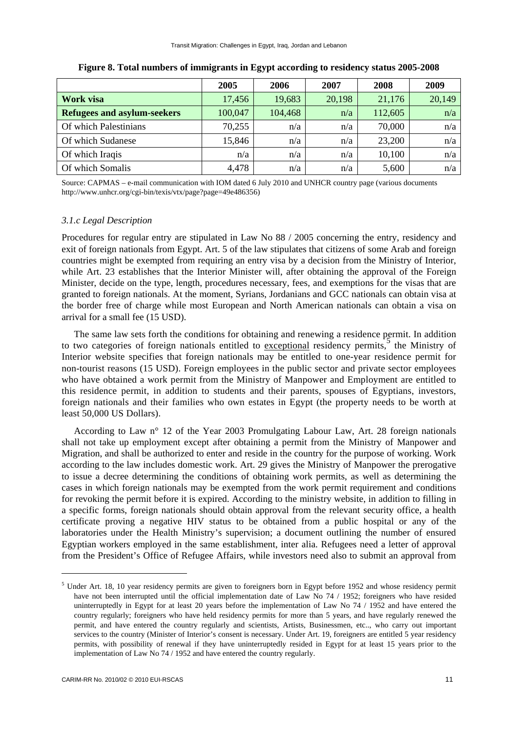**Figure 8. Total numbers of immigrants in Egypt according to residency status 2005-2008**

| | 2005 | 2006 | 2007 | 2008 | 2009 |
|---|---|---|---|---|---|
| **Work visa** | 17,456 | 19,683 | 20,198 | 21,176 | 20,149 |
| **Refugees and asylum-seekers** | 100,047 | 104,468 | n/a | 112,605 | n/a |
| Of which Palestinians | 70,255 | n/a | n/a | 70,000 | n/a |
| Of which Sudanese | 15,846 | n/a | n/a | 23,200 | n/a |
| Of which Iraqis | n/a | n/a | n/a | 10,100 | n/a |
| Of which Somalis | 4,478 | n/a | n/a | 5,600 | n/a |

Source: CAPMAS – e-mail communication with IOM dated 6 July 2010 and UNHCR country page (various documents http://www.unhcr.org/cgi-bin/texis/vtx/page?page=49e486356)

### *3.1.c Legal Description*

Procedures for regular entry are stipulated in Law No 88 / 2005 concerning the entry, residency and exit of foreign nationals from Egypt. Art. 5 of the law stipulates that citizens of some Arab and foreign countries might be exempted from requiring an entry visa by a decision from the Ministry of Interior, while Art. 23 establishes that the Interior Minister will, after obtaining the approval of the Foreign Minister, decide on the type, length, procedures necessary, fees, and exemptions for the visas that are granted to foreign nationals. At the moment, Syrians, Jordanians and GCC nationals can obtain visa at the border free of charge while most European and North American nationals can obtain a visa on arrival for a small fee (15 USD).

The same law sets forth the conditions for obtaining and renewing a residence permit. In addition to two categories of foreign nationals entitled to exceptional residency permits,[5] the Ministry of Interior website specifies that foreign nationals may be entitled to one-year residence permit for non-tourist reasons (15 USD). Foreign employees in the public sector and private sector employees who have obtained a work permit from the Ministry of Manpower and Employment are entitled to this residence permit, in addition to students and their parents, spouses of Egyptians, investors, foreign nationals and their families who own estates in Egypt (the property needs to be worth at least 50,000 US Dollars).

According to Law n° 12 of the Year 2003 Promulgating Labour Law, Art. 28 foreign nationals shall not take up employment except after obtaining a permit from the Ministry of Manpower and Migration, and shall be authorized to enter and reside in the country for the purpose of working. Work according to the law includes domestic work. Art. 29 gives the Ministry of Manpower the prerogative to issue a decree determining the conditions of obtaining work permits, as well as determining the cases in which foreign nationals may be exempted from the work permit requirement and conditions for revoking the permit before it is expired. According to the ministry website, in addition to filling in a specific forms, foreign nationals should obtain approval from the relevant security office, a health certificate proving a negative HIV status to be obtained from a public hospital or any of the laboratories under the Health Ministry's supervision; a document outlining the number of ensured Egyptian workers employed in the same establishment, inter alia. Refugees need a letter of approval from the President's Office of Refugee Affairs, while investors need also to submit an approval from

---

[5] Under Art. 18, 10 year residency permits are given to foreigners born in Egypt before 1952 and whose residency permit have not been interrupted until the official implementation date of Law No 74 / 1952; foreigners who have resided uninterruptedly in Egypt for at least 20 years before the implementation of Law No 74 / 1952 and have entered the country regularly; foreigners who have held residency permits for more than 5 years, and have regularly renewed the permit, and have entered the country regularly and scientists, Artists, Businessmen, etc.., who carry out important services to the country (Minister of Interior's consent is necessary. Under Art. 19, foreigners are entitled 5 year residency permits, with possibility of renewal if they have uninterruptedly resided in Egypt for at least 15 years prior to the implementation of Law No 74 / 1952 and have entered the country regularly.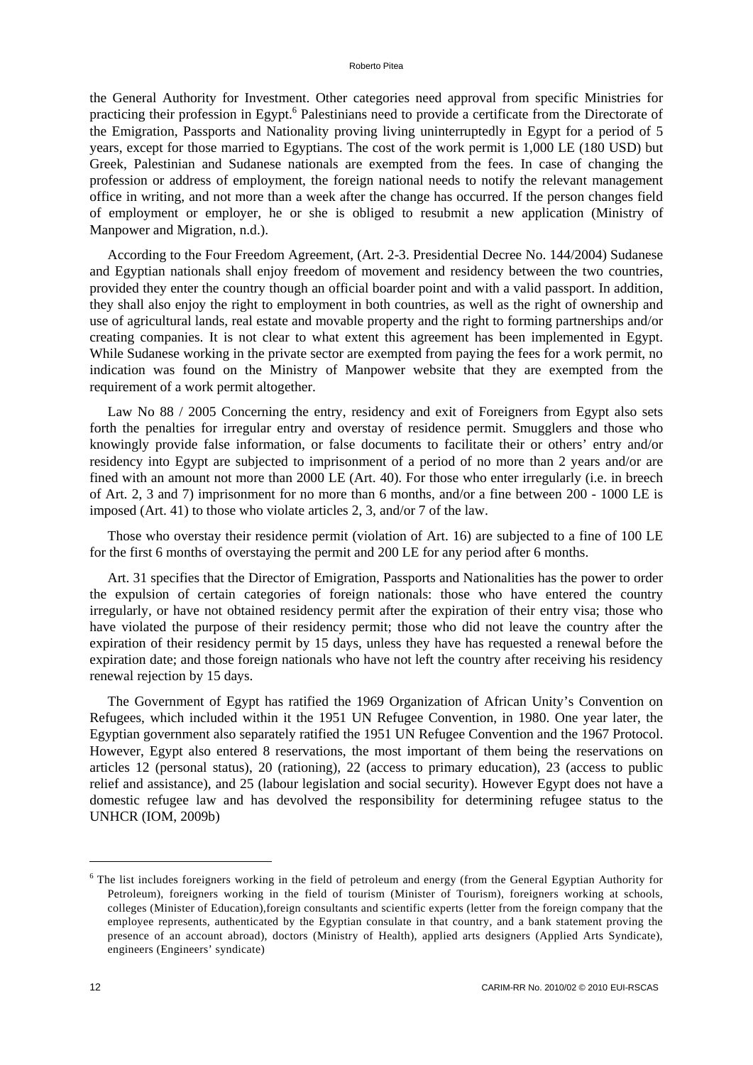the General Authority for Investment. Other categories need approval from specific Ministries for practicing their profession in Egypt.[6] Palestinians need to provide a certificate from the Directorate of the Emigration, Passports and Nationality proving living uninterruptedly in Egypt for a period of 5 years, except for those married to Egyptians. The cost of the work permit is 1,000 LE (180 USD) but Greek, Palestinian and Sudanese nationals are exempted from the fees. In case of changing the profession or address of employment, the foreign national needs to notify the relevant management office in writing, and not more than a week after the change has occurred. If the person changes field of employment or employer, he or she is obliged to resubmit a new application (Ministry of Manpower and Migration, n.d.).

According to the Four Freedom Agreement, (Art. 2-3. Presidential Decree No. 144/2004) Sudanese and Egyptian nationals shall enjoy freedom of movement and residency between the two countries, provided they enter the country though an official boarder point and with a valid passport. In addition, they shall also enjoy the right to employment in both countries, as well as the right of ownership and use of agricultural lands, real estate and movable property and the right to forming partnerships and/or creating companies. It is not clear to what extent this agreement has been implemented in Egypt. While Sudanese working in the private sector are exempted from paying the fees for a work permit, no indication was found on the Ministry of Manpower website that they are exempted from the requirement of a work permit altogether.

Law No 88 / 2005 Concerning the entry, residency and exit of Foreigners from Egypt also sets forth the penalties for irregular entry and overstay of residence permit. Smugglers and those who knowingly provide false information, or false documents to facilitate their or others' entry and/or residency into Egypt are subjected to imprisonment of a period of no more than 2 years and/or are fined with an amount not more than 2000 LE (Art. 40). For those who enter irregularly (i.e. in breech of Art. 2, 3 and 7) imprisonment for no more than 6 months, and/or a fine between 200 - 1000 LE is imposed (Art. 41) to those who violate articles 2, 3, and/or 7 of the law.

Those who overstay their residence permit (violation of Art. 16) are subjected to a fine of 100 LE for the first 6 months of overstaying the permit and 200 LE for any period after 6 months.

Art. 31 specifies that the Director of Emigration, Passports and Nationalities has the power to order the expulsion of certain categories of foreign nationals: those who have entered the country irregularly, or have not obtained residency permit after the expiration of their entry visa; those who have violated the purpose of their residency permit; those who did not leave the country after the expiration of their residency permit by 15 days, unless they have has requested a renewal before the expiration date; and those foreign nationals who have not left the country after receiving his residency renewal rejection by 15 days.

The Government of Egypt has ratified the 1969 Organization of African Unity's Convention on Refugees, which included within it the 1951 UN Refugee Convention, in 1980. One year later, the Egyptian government also separately ratified the 1951 UN Refugee Convention and the 1967 Protocol. However, Egypt also entered 8 reservations, the most important of them being the reservations on articles 12 (personal status), 20 (rationing), 22 (access to primary education), 23 (access to public relief and assistance), and 25 (labour legislation and social security). However Egypt does not have a domestic refugee law and has devolved the responsibility for determining refugee status to the UNHCR (IOM, 2009b)

---

[6] The list includes foreigners working in the field of petroleum and energy (from the General Egyptian Authority for Petroleum), foreigners working in the field of tourism (Minister of Tourism), foreigners working at schools, colleges (Minister of Education),foreign consultants and scientific experts (letter from the foreign company that the employee represents, authenticated by the Egyptian consulate in that country, and a bank statement proving the presence of an account abroad), doctors (Ministry of Health), applied arts designers (Applied Arts Syndicate), engineers (Engineers' syndicate)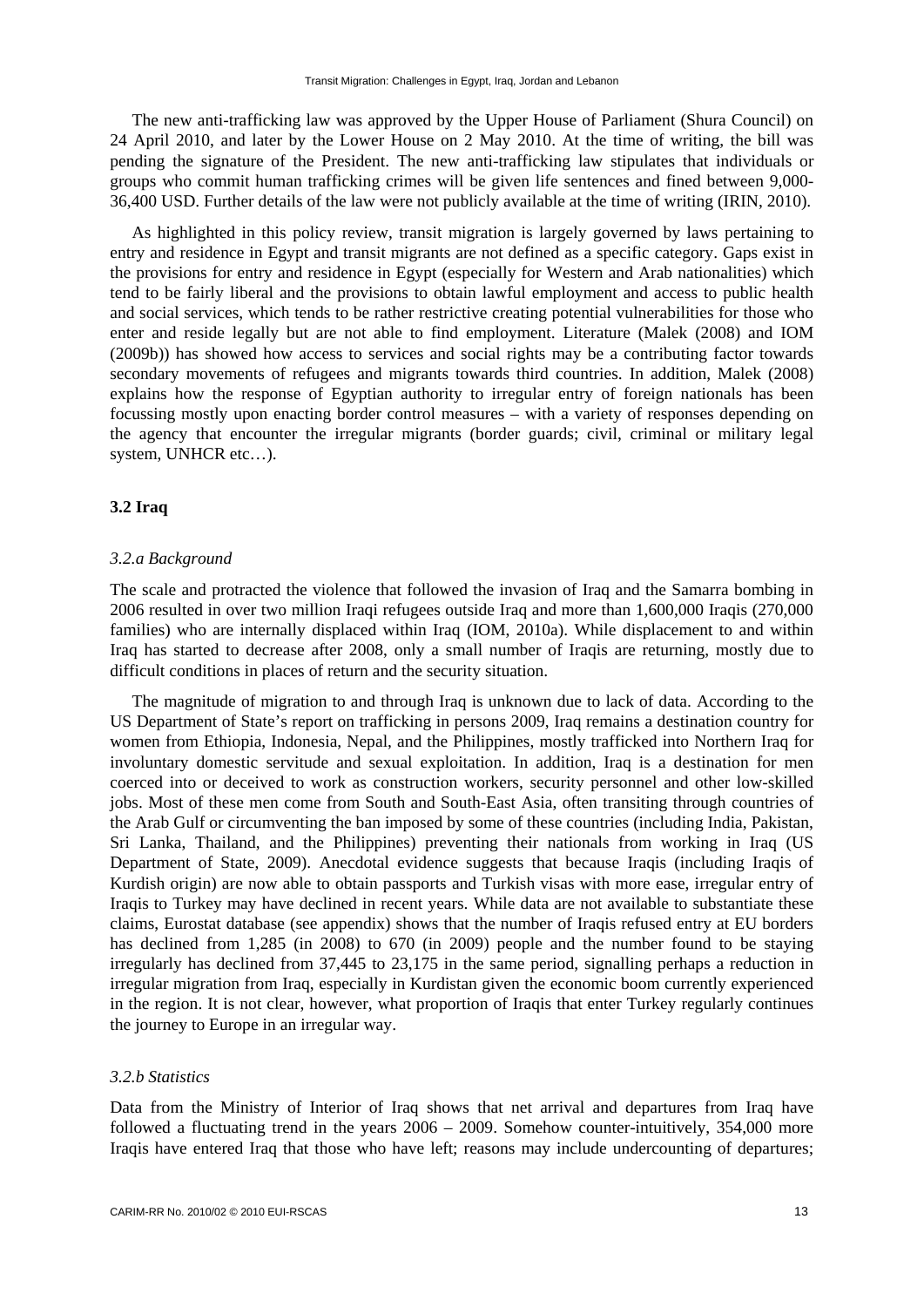The new anti-trafficking law was approved by the Upper House of Parliament (Shura Council) on 24 April 2010, and later by the Lower House on 2 May 2010. At the time of writing, the bill was pending the signature of the President. The new anti-trafficking law stipulates that individuals or groups who commit human trafficking crimes will be given life sentences and fined between 9,000-36,400 USD. Further details of the law were not publicly available at the time of writing (IRIN, 2010).

As highlighted in this policy review, transit migration is largely governed by laws pertaining to entry and residence in Egypt and transit migrants are not defined as a specific category. Gaps exist in the provisions for entry and residence in Egypt (especially for Western and Arab nationalities) which tend to be fairly liberal and the provisions to obtain lawful employment and access to public health and social services, which tends to be rather restrictive creating potential vulnerabilities for those who enter and reside legally but are not able to find employment. Literature (Malek (2008) and IOM (2009b)) has showed how access to services and social rights may be a contributing factor towards secondary movements of refugees and migrants towards third countries. In addition, Malek (2008) explains how the response of Egyptian authority to irregular entry of foreign nationals has been focussing mostly upon enacting border control measures – with a variety of responses depending on the agency that encounter the irregular migrants (border guards; civil, criminal or military legal system, UNHCR etc…).

### 3.2 Iraq

#### *3.2.a Background*

The scale and protracted the violence that followed the invasion of Iraq and the Samarra bombing in 2006 resulted in over two million Iraqi refugees outside Iraq and more than 1,600,000 Iraqis (270,000 families) who are internally displaced within Iraq (IOM, 2010a). While displacement to and within Iraq has started to decrease after 2008, only a small number of Iraqis are returning, mostly due to difficult conditions in places of return and the security situation.

The magnitude of migration to and through Iraq is unknown due to lack of data. According to the US Department of State's report on trafficking in persons 2009, Iraq remains a destination country for women from Ethiopia, Indonesia, Nepal, and the Philippines, mostly trafficked into Northern Iraq for involuntary domestic servitude and sexual exploitation. In addition, Iraq is a destination for men coerced into or deceived to work as construction workers, security personnel and other low-skilled jobs. Most of these men come from South and South-East Asia, often transiting through countries of the Arab Gulf or circumventing the ban imposed by some of these countries (including India, Pakistan, Sri Lanka, Thailand, and the Philippines) preventing their nationals from working in Iraq (US Department of State, 2009). Anecdotal evidence suggests that because Iraqis (including Iraqis of Kurdish origin) are now able to obtain passports and Turkish visas with more ease, irregular entry of Iraqis to Turkey may have declined in recent years. While data are not available to substantiate these claims, Eurostat database (see appendix) shows that the number of Iraqis refused entry at EU borders has declined from 1,285 (in 2008) to 670 (in 2009) people and the number found to be staying irregularly has declined from 37,445 to 23,175 in the same period, signalling perhaps a reduction in irregular migration from Iraq, especially in Kurdistan given the economic boom currently experienced in the region. It is not clear, however, what proportion of Iraqis that enter Turkey regularly continues the journey to Europe in an irregular way.

#### *3.2.b Statistics*

Data from the Ministry of Interior of Iraq shows that net arrival and departures from Iraq have followed a fluctuating trend in the years 2006 – 2009. Somehow counter-intuitively, 354,000 more Iraqis have entered Iraq that those who have left; reasons may include undercounting of departures;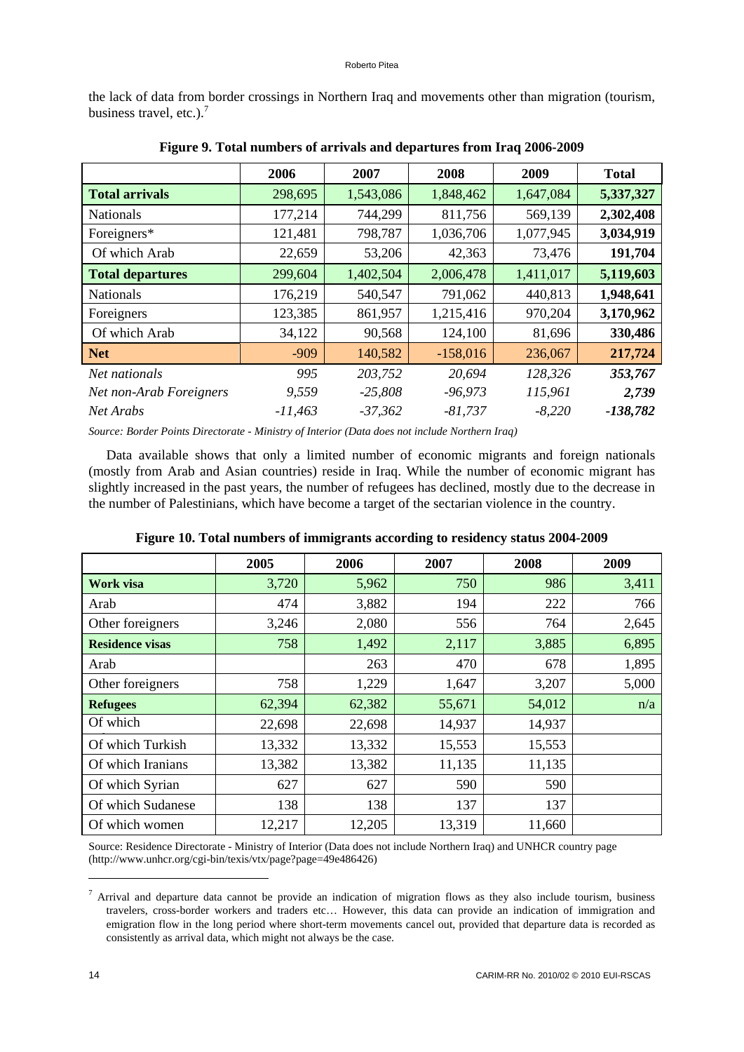the lack of data from border crossings in Northern Iraq and movements other than migration (tourism, business travel, etc.).[7]

**Figure 9. Total numbers of arrivals and departures from Iraq 2006-2009**

| | 2006 | 2007 | 2008 | 2009 | Total |
|---|---|---|---|---|---|
| **Total arrivals** | 298,695 | 1,543,086 | 1,848,462 | 1,647,084 | **5,337,327** |
| Nationals | 177,214 | 744,299 | 811,756 | 569,139 | **2,302,408** |
| Foreigners* | 121,481 | 798,787 | 1,036,706 | 1,077,945 | **3,034,919** |
| Of which Arab | 22,659 | 53,206 | 42,363 | 73,476 | **191,704** |
| **Total departures** | 299,604 | 1,402,504 | 2,006,478 | 1,411,017 | **5,119,603** |
| Nationals | 176,219 | 540,547 | 791,062 | 440,813 | **1,948,641** |
| Foreigners | 123,385 | 861,957 | 1,215,416 | 970,204 | **3,170,962** |
| Of which Arab | 34,122 | 90,568 | 124,100 | 81,696 | **330,486** |
| **Net** | -909 | 140,582 | -158,016 | 236,067 | **217,724** |
| *Net nationals* | *995* | *203,752* | *20,694* | *128,326* | ***353,767*** |
| *Net non-Arab Foreigners* | *9,559* | *-25,808* | *-96,973* | *115,961* | ***2,739*** |
| *Net Arabs* | *-11,463* | *-37,362* | *-81,737* | *-8,220* | ***-138,782*** |

*Source: Border Points Directorate - Ministry of Interior (Data does not include Northern Iraq)*

Data available shows that only a limited number of economic migrants and foreign nationals (mostly from Arab and Asian countries) reside in Iraq. While the number of economic migrant has slightly increased in the past years, the number of refugees has declined, mostly due to the decrease in the number of Palestinians, which have become a target of the sectarian violence in the country.

**Figure 10. Total numbers of immigrants according to residency status 2004-2009**

| | 2005 | 2006 | 2007 | 2008 | 2009 |
|---|---|---|---|---|---|
| **Work visa** | 3,720 | 5,962 | 750 | 986 | 3,411 |
| Arab | 474 | 3,882 | 194 | 222 | 766 |
| Other foreigners | 3,246 | 2,080 | 556 | 764 | 2,645 |
| **Residence visas** | 758 | 1,492 | 2,117 | 3,885 | 6,895 |
| Arab | | 263 | 470 | 678 | 1,895 |
| Other foreigners | 758 | 1,229 | 1,647 | 3,207 | 5,000 |
| **Refugees** | 62,394 | 62,382 | 55,671 | 54,012 | n/a |
| Of which | 22,698 | 22,698 | 14,937 | 14,937 | |
| Of which Turkish | 13,332 | 13,332 | 15,553 | 15,553 | |
| Of which Iranians | 13,382 | 13,382 | 11,135 | 11,135 | |
| Of which Syrian | 627 | 627 | 590 | 590 | |
| Of which Sudanese | 138 | 138 | 137 | 137 | |
| Of which women | 12,217 | 12,205 | 13,319 | 11,660 | |

Source: Residence Directorate - Ministry of Interior (Data does not include Northern Iraq) and UNHCR country page (http://www.unhcr.org/cgi-bin/texis/vtx/page?page=49e486426)

[7] Arrival and departure data cannot be provide an indication of migration flows as they also include tourism, business travelers, cross-border workers and traders etc… However, this data can provide an indication of immigration and emigration flow in the long period where short-term movements cancel out, provided that departure data is recorded as consistently as arrival data, which might not always be the case.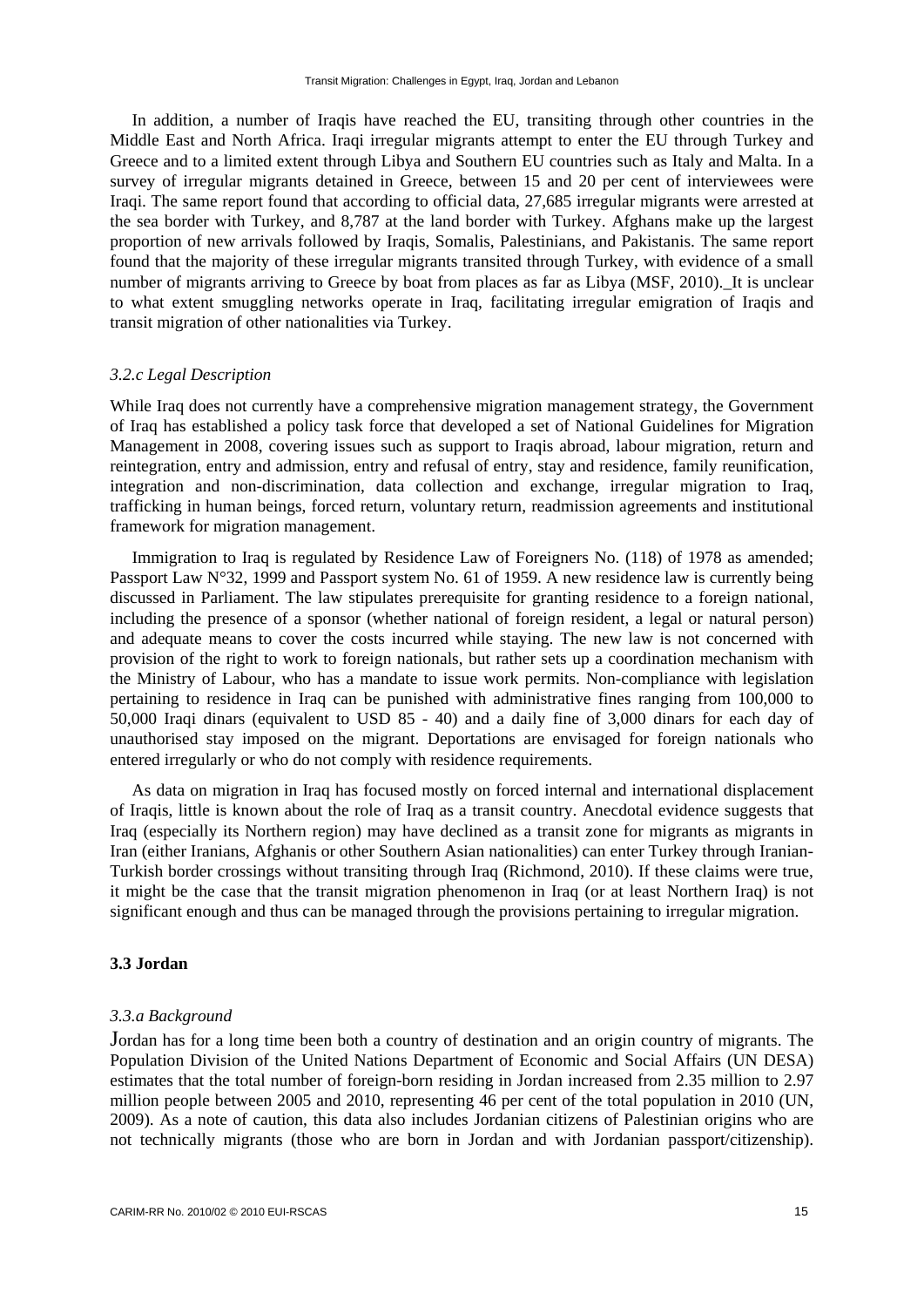In addition, a number of Iraqis have reached the EU, transiting through other countries in the Middle East and North Africa. Iraqi irregular migrants attempt to enter the EU through Turkey and Greece and to a limited extent through Libya and Southern EU countries such as Italy and Malta. In a survey of irregular migrants detained in Greece, between 15 and 20 per cent of interviewees were Iraqi. The same report found that according to official data, 27,685 irregular migrants were arrested at the sea border with Turkey, and 8,787 at the land border with Turkey. Afghans make up the largest proportion of new arrivals followed by Iraqis, Somalis, Palestinians, and Pakistanis. The same report found that the majority of these irregular migrants transited through Turkey, with evidence of a small number of migrants arriving to Greece by boat from places as far as Libya (MSF, 2010). It is unclear to what extent smuggling networks operate in Iraq, facilitating irregular emigration of Iraqis and transit migration of other nationalities via Turkey.

### *3.2.c Legal Description*

While Iraq does not currently have a comprehensive migration management strategy, the Government of Iraq has established a policy task force that developed a set of National Guidelines for Migration Management in 2008, covering issues such as support to Iraqis abroad, labour migration, return and reintegration, entry and admission, entry and refusal of entry, stay and residence, family reunification, integration and non-discrimination, data collection and exchange, irregular migration to Iraq, trafficking in human beings, forced return, voluntary return, readmission agreements and institutional framework for migration management.

Immigration to Iraq is regulated by Residence Law of Foreigners No. (118) of 1978 as amended; Passport Law N°32, 1999 and Passport system No. 61 of 1959. A new residence law is currently being discussed in Parliament. The law stipulates prerequisite for granting residence to a foreign national, including the presence of a sponsor (whether national of foreign resident, a legal or natural person) and adequate means to cover the costs incurred while staying. The new law is not concerned with provision of the right to work to foreign nationals, but rather sets up a coordination mechanism with the Ministry of Labour, who has a mandate to issue work permits. Non-compliance with legislation pertaining to residence in Iraq can be punished with administrative fines ranging from 100,000 to 50,000 Iraqi dinars (equivalent to USD 85 - 40) and a daily fine of 3,000 dinars for each day of unauthorised stay imposed on the migrant. Deportations are envisaged for foreign nationals who entered irregularly or who do not comply with residence requirements.

As data on migration in Iraq has focused mostly on forced internal and international displacement of Iraqis, little is known about the role of Iraq as a transit country. Anecdotal evidence suggests that Iraq (especially its Northern region) may have declined as a transit zone for migrants as migrants in Iran (either Iranians, Afghanis or other Southern Asian nationalities) can enter Turkey through Iranian-Turkish border crossings without transiting through Iraq (Richmond, 2010). If these claims were true, it might be the case that the transit migration phenomenon in Iraq (or at least Northern Iraq) is not significant enough and thus can be managed through the provisions pertaining to irregular migration.

## 3.3 Jordan

### *3.3.a Background*

Jordan has for a long time been both a country of destination and an origin country of migrants. The Population Division of the United Nations Department of Economic and Social Affairs (UN DESA) estimates that the total number of foreign-born residing in Jordan increased from 2.35 million to 2.97 million people between 2005 and 2010, representing 46 per cent of the total population in 2010 (UN, 2009). As a note of caution, this data also includes Jordanian citizens of Palestinian origins who are not technically migrants (those who are born in Jordan and with Jordanian passport/citizenship).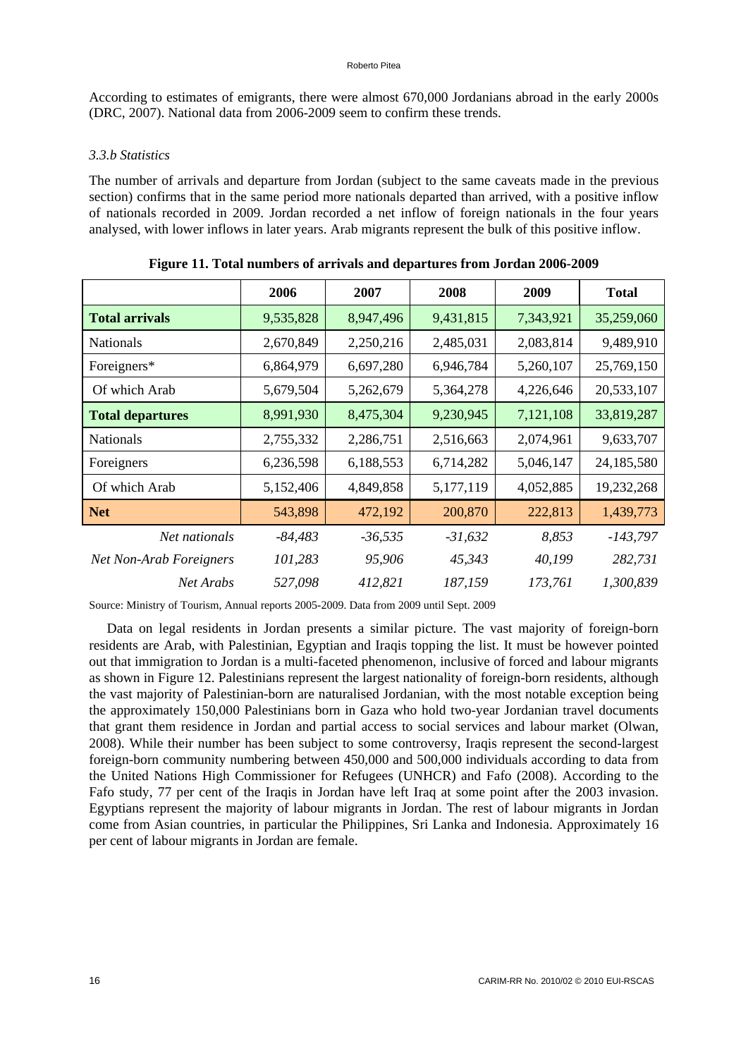According to estimates of emigrants, there were almost 670,000 Jordanians abroad in the early 2000s (DRC, 2007). National data from 2006-2009 seem to confirm these trends.

### *3.3.b Statistics*

The number of arrivals and departure from Jordan (subject to the same caveats made in the previous section) confirms that in the same period more nationals departed than arrived, with a positive inflow of nationals recorded in 2009. Jordan recorded a net inflow of foreign nationals in the four years analysed, with lower inflows in later years. Arab migrants represent the bulk of this positive inflow.

**Figure 11. Total numbers of arrivals and departures from Jordan 2006-2009**

| | 2006 | 2007 | 2008 | 2009 | Total |
|---|---|---|---|---|---|
| **Total arrivals** | 9,535,828 | 8,947,496 | 9,431,815 | 7,343,921 | 35,259,060 |
| Nationals | 2,670,849 | 2,250,216 | 2,485,031 | 2,083,814 | 9,489,910 |
| Foreigners* | 6,864,979 | 6,697,280 | 6,946,784 | 5,260,107 | 25,769,150 |
| Of which Arab | 5,679,504 | 5,262,679 | 5,364,278 | 4,226,646 | 20,533,107 |
| **Total departures** | 8,991,930 | 8,475,304 | 9,230,945 | 7,121,108 | 33,819,287 |
| Nationals | 2,755,332 | 2,286,751 | 2,516,663 | 2,074,961 | 9,633,707 |
| Foreigners | 6,236,598 | 6,188,553 | 6,714,282 | 5,046,147 | 24,185,580 |
| Of which Arab | 5,152,406 | 4,849,858 | 5,177,119 | 4,052,885 | 19,232,268 |
| **Net** | 543,898 | 472,192 | 200,870 | 222,813 | 1,439,773 |
| *Net nationals* | *-84,483* | *-36,535* | *-31,632* | *8,853* | *-143,797* |
| *Net Non-Arab Foreigners* | *101,283* | *95,906* | *45,343* | *40,199* | *282,731* |
| *Net Arabs* | *527,098* | *412,821* | *187,159* | *173,761* | *1,300,839* |

Source: Ministry of Tourism, Annual reports 2005-2009. Data from 2009 until Sept. 2009

Data on legal residents in Jordan presents a similar picture. The vast majority of foreign-born residents are Arab, with Palestinian, Egyptian and Iraqis topping the list. It must be however pointed out that immigration to Jordan is a multi-faceted phenomenon, inclusive of forced and labour migrants as shown in Figure 12. Palestinians represent the largest nationality of foreign-born residents, although the vast majority of Palestinian-born are naturalised Jordanian, with the most notable exception being the approximately 150,000 Palestinians born in Gaza who hold two-year Jordanian travel documents that grant them residence in Jordan and partial access to social services and labour market (Olwan, 2008). While their number has been subject to some controversy, Iraqis represent the second-largest foreign-born community numbering between 450,000 and 500,000 individuals according to data from the United Nations High Commissioner for Refugees (UNHCR) and Fafo (2008). According to the Fafo study, 77 per cent of the Iraqis in Jordan have left Iraq at some point after the 2003 invasion. Egyptians represent the majority of labour migrants in Jordan. The rest of labour migrants in Jordan come from Asian countries, in particular the Philippines, Sri Lanka and Indonesia. Approximately 16 per cent of labour migrants in Jordan are female.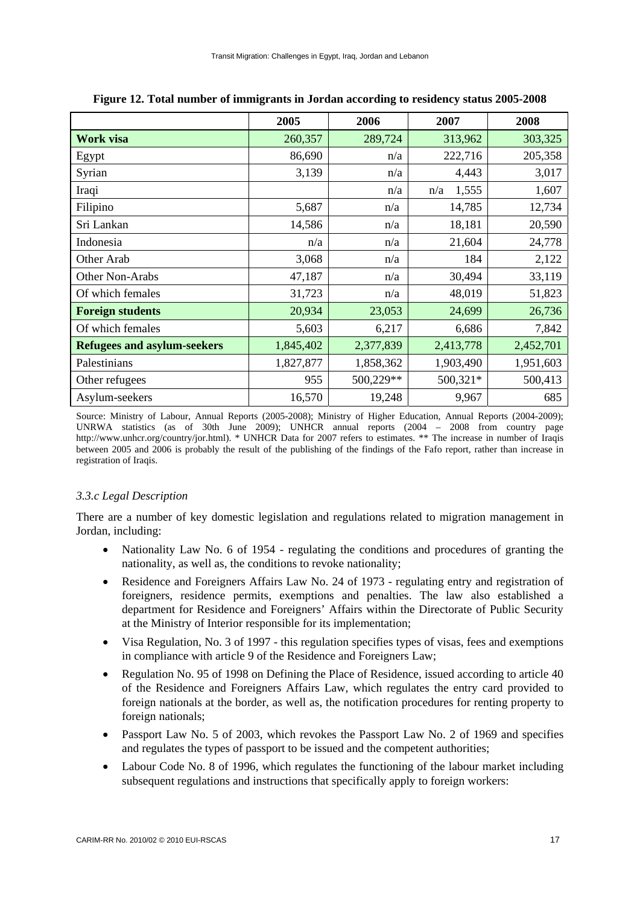**Figure 12. Total number of immigrants in Jordan according to residency status 2005-2008**

| | 2005 | 2006 | 2007 | 2008 |
|---|---|---|---|---|
| **Work visa** | 260,357 | 289,724 | 313,962 | 303,325 |
| Egypt | 86,690 | n/a | 222,716 | 205,358 |
| Syrian | 3,139 | n/a | 4,443 | 3,017 |
| Iraqi | | n/a | n/a 1,555 | 1,607 |
| Filipino | 5,687 | n/a | 14,785 | 12,734 |
| Sri Lankan | 14,586 | n/a | 18,181 | 20,590 |
| Indonesia | n/a | n/a | 21,604 | 24,778 |
| Other Arab | 3,068 | n/a | 184 | 2,122 |
| Other Non-Arabs | 47,187 | n/a | 30,494 | 33,119 |
| Of which females | 31,723 | n/a | 48,019 | 51,823 |
| **Foreign students** | 20,934 | 23,053 | 24,699 | 26,736 |
| Of which females | 5,603 | 6,217 | 6,686 | 7,842 |
| **Refugees and asylum-seekers** | 1,845,402 | 2,377,839 | 2,413,778 | 2,452,701 |
| Palestinians | 1,827,877 | 1,858,362 | 1,903,490 | 1,951,603 |
| Other refugees | 955 | 500,229** | 500,321* | 500,413 |
| Asylum-seekers | 16,570 | 19,248 | 9,967 | 685 |

Source: Ministry of Labour, Annual Reports (2005-2008); Ministry of Higher Education, Annual Reports (2004-2009); UNRWA statistics (as of 30th June 2009); UNHCR annual reports (2004 – 2008 from country page http://www.unhcr.org/country/jor.html). * UNHCR Data for 2007 refers to estimates. ** The increase in number of Iraqis between 2005 and 2006 is probably the result of the publishing of the findings of the Fafo report, rather than increase in registration of Iraqis.

### *3.3.c Legal Description*

There are a number of key domestic legislation and regulations related to migration management in Jordan, including:

- Nationality Law No. 6 of 1954 - regulating the conditions and procedures of granting the nationality, as well as, the conditions to revoke nationality;
- Residence and Foreigners Affairs Law No. 24 of 1973 - regulating entry and registration of foreigners, residence permits, exemptions and penalties. The law also established a department for Residence and Foreigners' Affairs within the Directorate of Public Security at the Ministry of Interior responsible for its implementation;
- Visa Regulation, No. 3 of 1997 - this regulation specifies types of visas, fees and exemptions in compliance with article 9 of the Residence and Foreigners Law;
- Regulation No. 95 of 1998 on Defining the Place of Residence, issued according to article 40 of the Residence and Foreigners Affairs Law, which regulates the entry card provided to foreign nationals at the border, as well as, the notification procedures for renting property to foreign nationals;
- Passport Law No. 5 of 2003, which revokes the Passport Law No. 2 of 1969 and specifies and regulates the types of passport to be issued and the competent authorities;
- Labour Code No. 8 of 1996, which regulates the functioning of the labour market including subsequent regulations and instructions that specifically apply to foreign workers: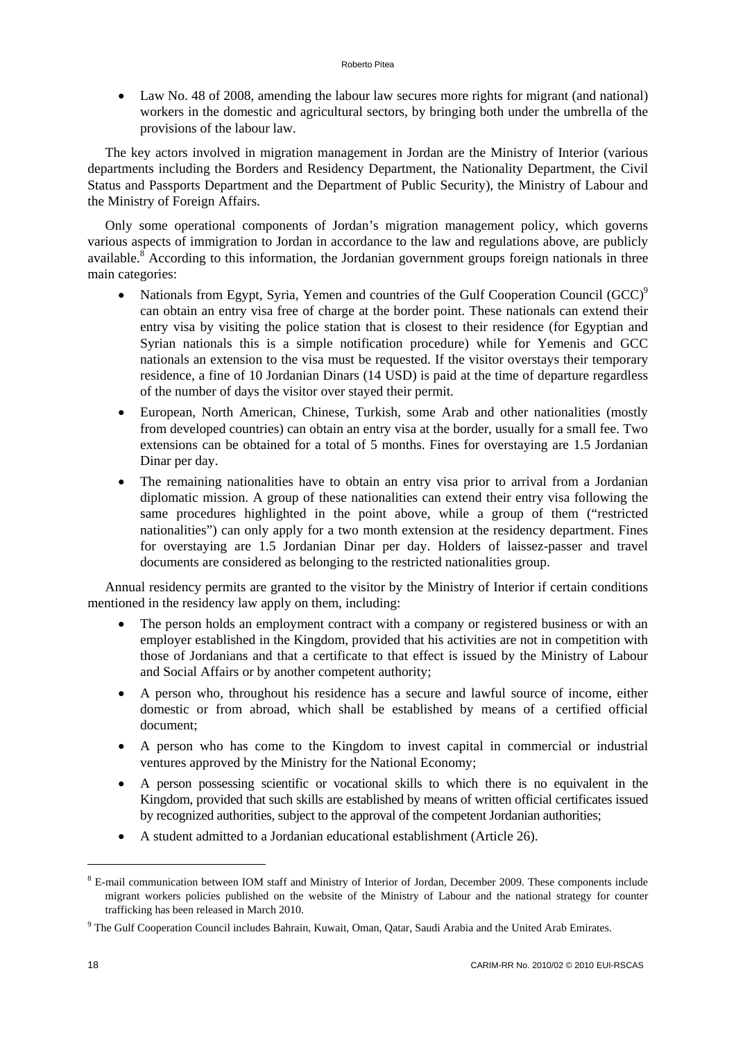- Law No. 48 of 2008, amending the labour law secures more rights for migrant (and national) workers in the domestic and agricultural sectors, by bringing both under the umbrella of the provisions of the labour law.

The key actors involved in migration management in Jordan are the Ministry of Interior (various departments including the Borders and Residency Department, the Nationality Department, the Civil Status and Passports Department and the Department of Public Security), the Ministry of Labour and the Ministry of Foreign Affairs.

Only some operational components of Jordan's migration management policy, which governs various aspects of immigration to Jordan in accordance to the law and regulations above, are publicly available.[8] According to this information, the Jordanian government groups foreign nationals in three main categories:

- Nationals from Egypt, Syria, Yemen and countries of the Gulf Cooperation Council (GCC)[9] can obtain an entry visa free of charge at the border point. These nationals can extend their entry visa by visiting the police station that is closest to their residence (for Egyptian and Syrian nationals this is a simple notification procedure) while for Yemenis and GCC nationals an extension to the visa must be requested. If the visitor overstays their temporary residence, a fine of 10 Jordanian Dinars (14 USD) is paid at the time of departure regardless of the number of days the visitor over stayed their permit.
- European, North American, Chinese, Turkish, some Arab and other nationalities (mostly from developed countries) can obtain an entry visa at the border, usually for a small fee. Two extensions can be obtained for a total of 5 months. Fines for overstaying are 1.5 Jordanian Dinar per day.
- The remaining nationalities have to obtain an entry visa prior to arrival from a Jordanian diplomatic mission. A group of these nationalities can extend their entry visa following the same procedures highlighted in the point above, while a group of them ("restricted nationalities") can only apply for a two month extension at the residency department. Fines for overstaying are 1.5 Jordanian Dinar per day. Holders of laissez-passer and travel documents are considered as belonging to the restricted nationalities group.

Annual residency permits are granted to the visitor by the Ministry of Interior if certain conditions mentioned in the residency law apply on them, including:

- The person holds an employment contract with a company or registered business or with an employer established in the Kingdom, provided that his activities are not in competition with those of Jordanians and that a certificate to that effect is issued by the Ministry of Labour and Social Affairs or by another competent authority;
- A person who, throughout his residence has a secure and lawful source of income, either domestic or from abroad, which shall be established by means of a certified official document;
- A person who has come to the Kingdom to invest capital in commercial or industrial ventures approved by the Ministry for the National Economy;
- A person possessing scientific or vocational skills to which there is no equivalent in the Kingdom, provided that such skills are established by means of written official certificates issued by recognized authorities, subject to the approval of the competent Jordanian authorities;
- A student admitted to a Jordanian educational establishment (Article 26).

---

[8] E-mail communication between IOM staff and Ministry of Interior of Jordan, December 2009. These components include migrant workers policies published on the website of the Ministry of Labour and the national strategy for counter trafficking has been released in March 2010.

[9] The Gulf Cooperation Council includes Bahrain, Kuwait, Oman, Qatar, Saudi Arabia and the United Arab Emirates.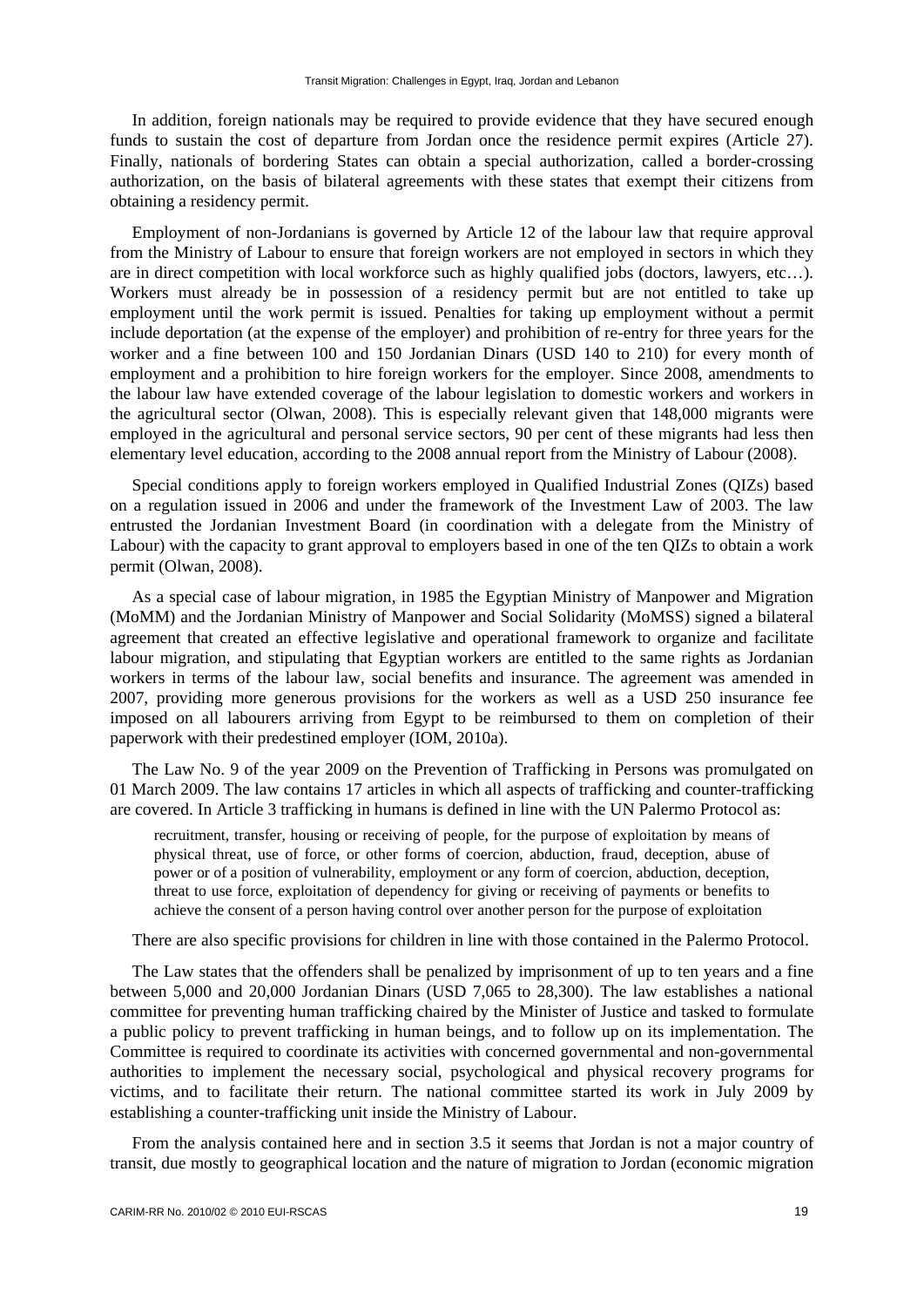In addition, foreign nationals may be required to provide evidence that they have secured enough funds to sustain the cost of departure from Jordan once the residence permit expires (Article 27). Finally, nationals of bordering States can obtain a special authorization, called a border-crossing authorization, on the basis of bilateral agreements with these states that exempt their citizens from obtaining a residency permit.

Employment of non-Jordanians is governed by Article 12 of the labour law that require approval from the Ministry of Labour to ensure that foreign workers are not employed in sectors in which they are in direct competition with local workforce such as highly qualified jobs (doctors, lawyers, etc…). Workers must already be in possession of a residency permit but are not entitled to take up employment until the work permit is issued. Penalties for taking up employment without a permit include deportation (at the expense of the employer) and prohibition of re-entry for three years for the worker and a fine between 100 and 150 Jordanian Dinars (USD 140 to 210) for every month of employment and a prohibition to hire foreign workers for the employer. Since 2008, amendments to the labour law have extended coverage of the labour legislation to domestic workers and workers in the agricultural sector (Olwan, 2008). This is especially relevant given that 148,000 migrants were employed in the agricultural and personal service sectors, 90 per cent of these migrants had less then elementary level education, according to the 2008 annual report from the Ministry of Labour (2008).

Special conditions apply to foreign workers employed in Qualified Industrial Zones (QIZs) based on a regulation issued in 2006 and under the framework of the Investment Law of 2003. The law entrusted the Jordanian Investment Board (in coordination with a delegate from the Ministry of Labour) with the capacity to grant approval to employers based in one of the ten QIZs to obtain a work permit (Olwan, 2008).

As a special case of labour migration, in 1985 the Egyptian Ministry of Manpower and Migration (MoMM) and the Jordanian Ministry of Manpower and Social Solidarity (MoMSS) signed a bilateral agreement that created an effective legislative and operational framework to organize and facilitate labour migration, and stipulating that Egyptian workers are entitled to the same rights as Jordanian workers in terms of the labour law, social benefits and insurance. The agreement was amended in 2007, providing more generous provisions for the workers as well as a USD 250 insurance fee imposed on all labourers arriving from Egypt to be reimbursed to them on completion of their paperwork with their predestined employer (IOM, 2010a).

The Law No. 9 of the year 2009 on the Prevention of Trafficking in Persons was promulgated on 01 March 2009. The law contains 17 articles in which all aspects of trafficking and counter-trafficking are covered. In Article 3 trafficking in humans is defined in line with the UN Palermo Protocol as:

> recruitment, transfer, housing or receiving of people, for the purpose of exploitation by means of physical threat, use of force, or other forms of coercion, abduction, fraud, deception, abuse of power or of a position of vulnerability, employment or any form of coercion, abduction, deception, threat to use force, exploitation of dependency for giving or receiving of payments or benefits to achieve the consent of a person having control over another person for the purpose of exploitation

There are also specific provisions for children in line with those contained in the Palermo Protocol.

The Law states that the offenders shall be penalized by imprisonment of up to ten years and a fine between 5,000 and 20,000 Jordanian Dinars (USD 7,065 to 28,300). The law establishes a national committee for preventing human trafficking chaired by the Minister of Justice and tasked to formulate a public policy to prevent trafficking in human beings, and to follow up on its implementation. The Committee is required to coordinate its activities with concerned governmental and non-governmental authorities to implement the necessary social, psychological and physical recovery programs for victims, and to facilitate their return. The national committee started its work in July 2009 by establishing a counter-trafficking unit inside the Ministry of Labour.

From the analysis contained here and in section 3.5 it seems that Jordan is not a major country of transit, due mostly to geographical location and the nature of migration to Jordan (economic migration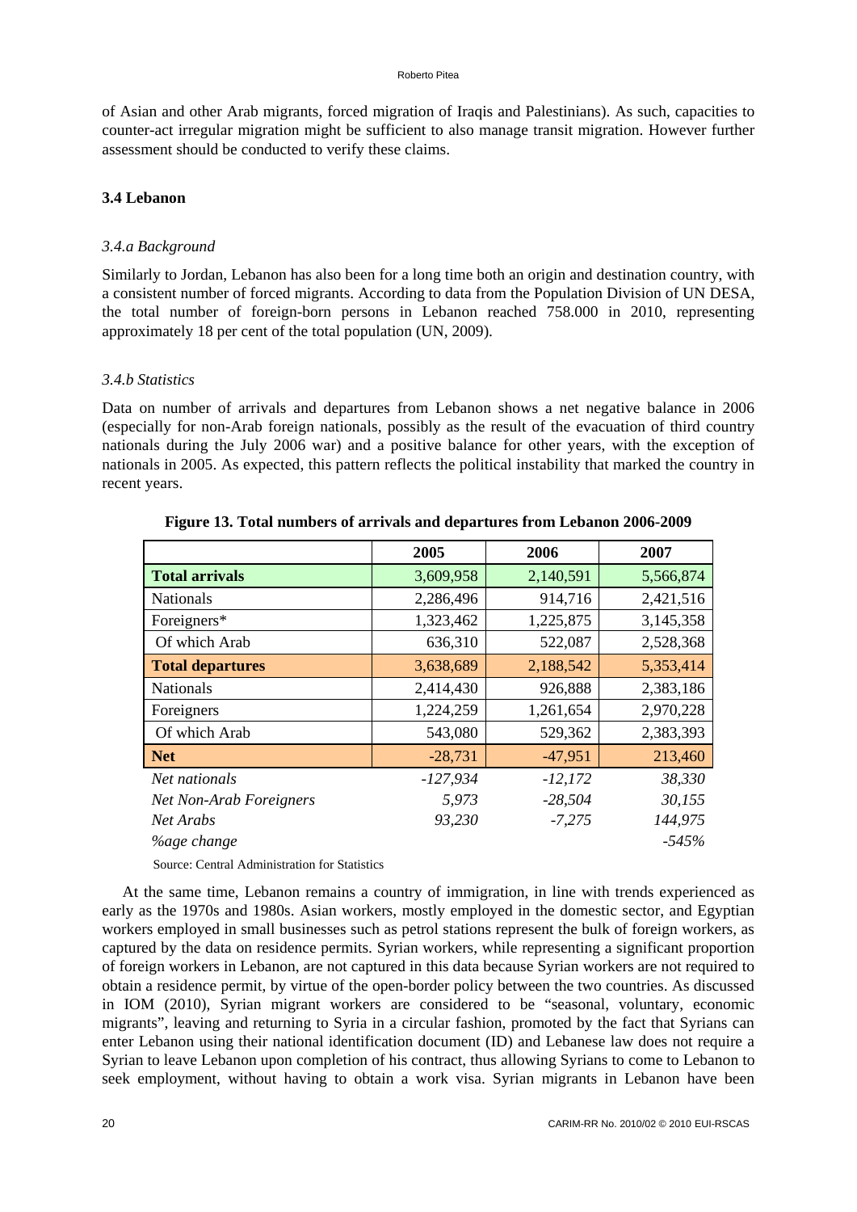of Asian and other Arab migrants, forced migration of Iraqis and Palestinians). As such, capacities to counter-act irregular migration might be sufficient to also manage transit migration. However further assessment should be conducted to verify these claims.

### 3.4 Lebanon

#### *3.4.a Background*

Similarly to Jordan, Lebanon has also been for a long time both an origin and destination country, with a consistent number of forced migrants. According to data from the Population Division of UN DESA, the total number of foreign-born persons in Lebanon reached 758.000 in 2010, representing approximately 18 per cent of the total population (UN, 2009).

#### *3.4.b Statistics*

Data on number of arrivals and departures from Lebanon shows a net negative balance in 2006 (especially for non-Arab foreign nationals, possibly as the result of the evacuation of third country nationals during the July 2006 war) and a positive balance for other years, with the exception of nationals in 2005. As expected, this pattern reflects the political instability that marked the country in recent years.

**Figure 13. Total numbers of arrivals and departures from Lebanon 2006-2009**

| | 2005 | 2006 | 2007 |
|---|---|---|---|
| **Total arrivals** | 3,609,958 | 2,140,591 | 5,566,874 |
| Nationals | 2,286,496 | 914,716 | 2,421,516 |
| Foreigners* | 1,323,462 | 1,225,875 | 3,145,358 |
| Of which Arab | 636,310 | 522,087 | 2,528,368 |
| **Total departures** | 3,638,689 | 2,188,542 | 5,353,414 |
| Nationals | 2,414,430 | 926,888 | 2,383,186 |
| Foreigners | 1,224,259 | 1,261,654 | 2,970,228 |
| Of which Arab | 543,080 | 529,362 | 2,383,393 |
| **Net** | -28,731 | -47,951 | 213,460 |
| *Net nationals* | *-127,934* | *-12,172* | *38,330* |
| *Net Non-Arab Foreigners* | *5,973* | *-28,504* | *30,155* |
| *Net Arabs* | *93,230* | *-7,275* | *144,975* |
| *%age change* | | | *-545%* |

Source: Central Administration for Statistics

At the same time, Lebanon remains a country of immigration, in line with trends experienced as early as the 1970s and 1980s. Asian workers, mostly employed in the domestic sector, and Egyptian workers employed in small businesses such as petrol stations represent the bulk of foreign workers, as captured by the data on residence permits. Syrian workers, while representing a significant proportion of foreign workers in Lebanon, are not captured in this data because Syrian workers are not required to obtain a residence permit, by virtue of the open-border policy between the two countries. As discussed in IOM (2010), Syrian migrant workers are considered to be "seasonal, voluntary, economic migrants", leaving and returning to Syria in a circular fashion, promoted by the fact that Syrians can enter Lebanon using their national identification document (ID) and Lebanese law does not require a Syrian to leave Lebanon upon completion of his contract, thus allowing Syrians to come to Lebanon to seek employment, without having to obtain a work visa. Syrian migrants in Lebanon have been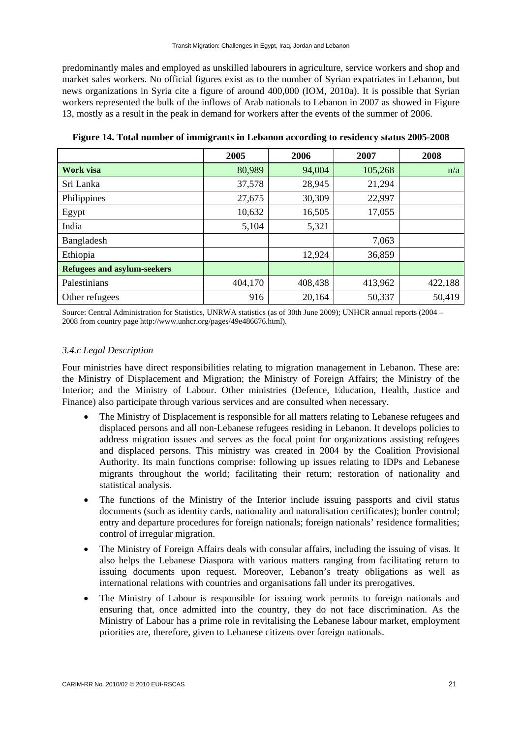predominantly males and employed as unskilled labourers in agriculture, service workers and shop and market sales workers. No official figures exist as to the number of Syrian expatriates in Lebanon, but news organizations in Syria cite a figure of around 400,000 (IOM, 2010a). It is possible that Syrian workers represented the bulk of the inflows of Arab nationals to Lebanon in 2007 as showed in Figure 13, mostly as a result in the peak in demand for workers after the events of the summer of 2006.

**Figure 14. Total number of immigrants in Lebanon according to residency status 2005-2008**

| | 2005 | 2006 | 2007 | 2008 |
|---|---|---|---|---|
| **Work visa** | 80,989 | 94,004 | 105,268 | n/a |
| Sri Lanka | 37,578 | 28,945 | 21,294 | |
| Philippines | 27,675 | 30,309 | 22,997 | |
| Egypt | 10,632 | 16,505 | 17,055 | |
| India | 5,104 | 5,321 | | |
| Bangladesh | | | 7,063 | |
| Ethiopia | | 12,924 | 36,859 | |
| **Refugees and asylum-seekers** | | | | |
| Palestinians | 404,170 | 408,438 | 413,962 | 422,188 |
| Other refugees | 916 | 20,164 | 50,337 | 50,419 |

Source: Central Administration for Statistics, UNRWA statistics (as of 30th June 2009); UNHCR annual reports (2004 – 2008 from country page http://www.unhcr.org/pages/49e486676.html).

### *3.4.c Legal Description*

Four ministries have direct responsibilities relating to migration management in Lebanon. These are: the Ministry of Displacement and Migration; the Ministry of Foreign Affairs; the Ministry of the Interior; and the Ministry of Labour. Other ministries (Defence, Education, Health, Justice and Finance) also participate through various services and are consulted when necessary.

- The Ministry of Displacement is responsible for all matters relating to Lebanese refugees and displaced persons and all non-Lebanese refugees residing in Lebanon. It develops policies to address migration issues and serves as the focal point for organizations assisting refugees and displaced persons. This ministry was created in 2004 by the Coalition Provisional Authority. Its main functions comprise: following up issues relating to IDPs and Lebanese migrants throughout the world; facilitating their return; restoration of nationality and statistical analysis.
- The functions of the Ministry of the Interior include issuing passports and civil status documents (such as identity cards, nationality and naturalisation certificates); border control; entry and departure procedures for foreign nationals; foreign nationals' residence formalities; control of irregular migration.
- The Ministry of Foreign Affairs deals with consular affairs, including the issuing of visas. It also helps the Lebanese Diaspora with various matters ranging from facilitating return to issuing documents upon request. Moreover, Lebanon's treaty obligations as well as international relations with countries and organisations fall under its prerogatives.
- The Ministry of Labour is responsible for issuing work permits to foreign nationals and ensuring that, once admitted into the country, they do not face discrimination. As the Ministry of Labour has a prime role in revitalising the Lebanese labour market, employment priorities are, therefore, given to Lebanese citizens over foreign nationals.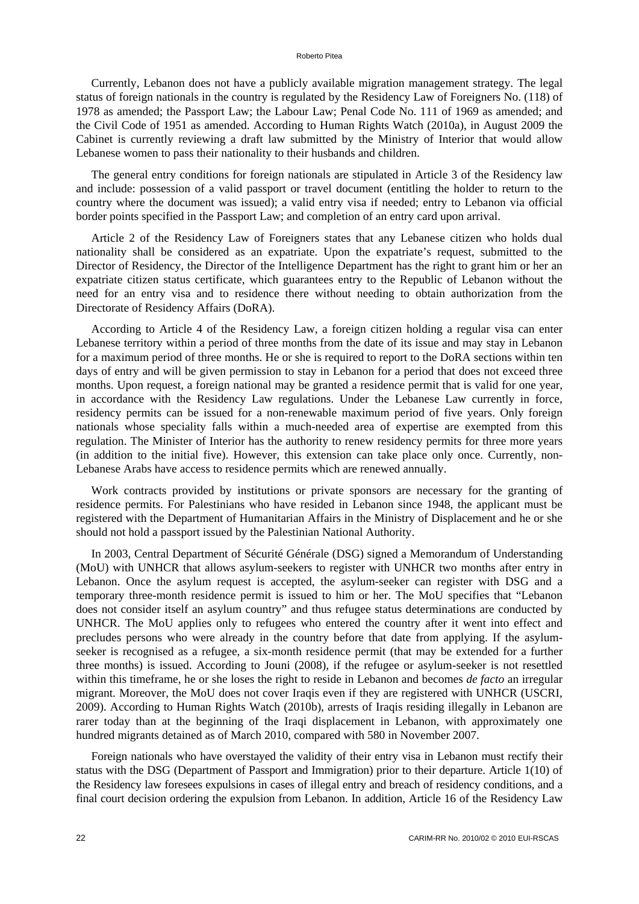Currently, Lebanon does not have a publicly available migration management strategy. The legal status of foreign nationals in the country is regulated by the Residency Law of Foreigners No. (118) of 1978 as amended; the Passport Law; the Labour Law; Penal Code No. 111 of 1969 as amended; and the Civil Code of 1951 as amended. According to Human Rights Watch (2010a), in August 2009 the Cabinet is currently reviewing a draft law submitted by the Ministry of Interior that would allow Lebanese women to pass their nationality to their husbands and children.

The general entry conditions for foreign nationals are stipulated in Article 3 of the Residency law and include: possession of a valid passport or travel document (entitling the holder to return to the country where the document was issued); a valid entry visa if needed; entry to Lebanon via official border points specified in the Passport Law; and completion of an entry card upon arrival.

Article 2 of the Residency Law of Foreigners states that any Lebanese citizen who holds dual nationality shall be considered as an expatriate. Upon the expatriate's request, submitted to the Director of Residency, the Director of the Intelligence Department has the right to grant him or her an expatriate citizen status certificate, which guarantees entry to the Republic of Lebanon without the need for an entry visa and to residence there without needing to obtain authorization from the Directorate of Residency Affairs (DoRA).

According to Article 4 of the Residency Law, a foreign citizen holding a regular visa can enter Lebanese territory within a period of three months from the date of its issue and may stay in Lebanon for a maximum period of three months. He or she is required to report to the DoRA sections within ten days of entry and will be given permission to stay in Lebanon for a period that does not exceed three months. Upon request, a foreign national may be granted a residence permit that is valid for one year, in accordance with the Residency Law regulations. Under the Lebanese Law currently in force, residency permits can be issued for a non-renewable maximum period of five years. Only foreign nationals whose speciality falls within a much-needed area of expertise are exempted from this regulation. The Minister of Interior has the authority to renew residency permits for three more years (in addition to the initial five). However, this extension can take place only once. Currently, non-Lebanese Arabs have access to residence permits which are renewed annually.

Work contracts provided by institutions or private sponsors are necessary for the granting of residence permits. For Palestinians who have resided in Lebanon since 1948, the applicant must be registered with the Department of Humanitarian Affairs in the Ministry of Displacement and he or she should not hold a passport issued by the Palestinian National Authority.

In 2003, Central Department of Sécurité Générale (DSG) signed a Memorandum of Understanding (MoU) with UNHCR that allows asylum-seekers to register with UNHCR two months after entry in Lebanon. Once the asylum request is accepted, the asylum-seeker can register with DSG and a temporary three-month residence permit is issued to him or her. The MoU specifies that "Lebanon does not consider itself an asylum country" and thus refugee status determinations are conducted by UNHCR. The MoU applies only to refugees who entered the country after it went into effect and precludes persons who were already in the country before that date from applying. If the asylum-seeker is recognised as a refugee, a six-month residence permit (that may be extended for a further three months) is issued. According to Jouni (2008), if the refugee or asylum-seeker is not resettled within this timeframe, he or she loses the right to reside in Lebanon and becomes *de facto* an irregular migrant. Moreover, the MoU does not cover Iraqis even if they are registered with UNHCR (USCRI, 2009). According to Human Rights Watch (2010b), arrests of Iraqis residing illegally in Lebanon are rarer today than at the beginning of the Iraqi displacement in Lebanon, with approximately one hundred migrants detained as of March 2010, compared with 580 in November 2007.

Foreign nationals who have overstayed the validity of their entry visa in Lebanon must rectify their status with the DSG (Department of Passport and Immigration) prior to their departure. Article 1(10) of the Residency law foresees expulsions in cases of illegal entry and breach of residency conditions, and a final court decision ordering the expulsion from Lebanon. In addition, Article 16 of the Residency Law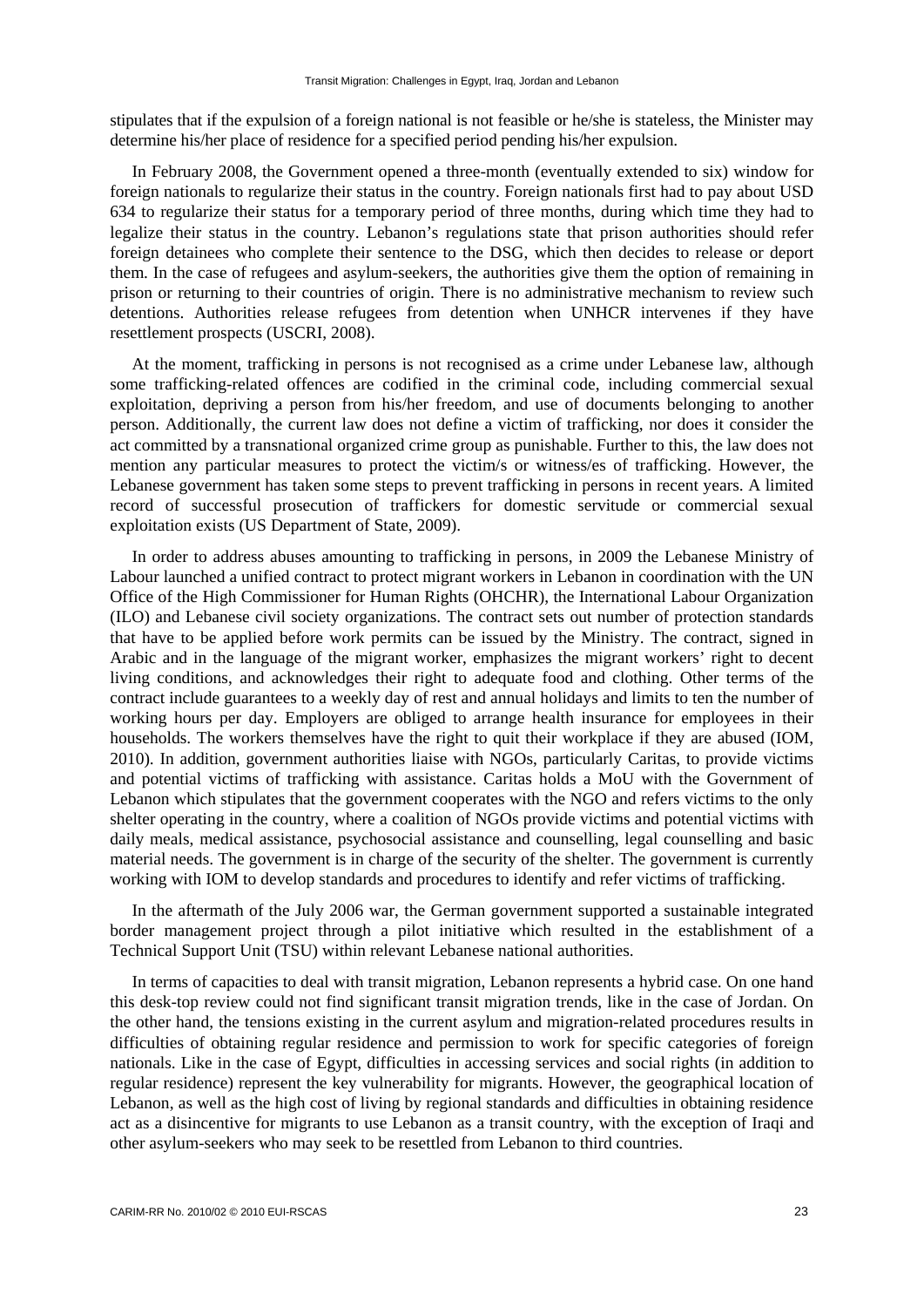stipulates that if the expulsion of a foreign national is not feasible or he/she is stateless, the Minister may determine his/her place of residence for a specified period pending his/her expulsion.

In February 2008, the Government opened a three-month (eventually extended to six) window for foreign nationals to regularize their status in the country. Foreign nationals first had to pay about USD 634 to regularize their status for a temporary period of three months, during which time they had to legalize their status in the country. Lebanon's regulations state that prison authorities should refer foreign detainees who complete their sentence to the DSG, which then decides to release or deport them. In the case of refugees and asylum-seekers, the authorities give them the option of remaining in prison or returning to their countries of origin. There is no administrative mechanism to review such detentions. Authorities release refugees from detention when UNHCR intervenes if they have resettlement prospects (USCRI, 2008).

At the moment, trafficking in persons is not recognised as a crime under Lebanese law, although some trafficking-related offences are codified in the criminal code, including commercial sexual exploitation, depriving a person from his/her freedom, and use of documents belonging to another person. Additionally, the current law does not define a victim of trafficking, nor does it consider the act committed by a transnational organized crime group as punishable. Further to this, the law does not mention any particular measures to protect the victim/s or witness/es of trafficking. However, the Lebanese government has taken some steps to prevent trafficking in persons in recent years. A limited record of successful prosecution of traffickers for domestic servitude or commercial sexual exploitation exists (US Department of State, 2009).

In order to address abuses amounting to trafficking in persons, in 2009 the Lebanese Ministry of Labour launched a unified contract to protect migrant workers in Lebanon in coordination with the UN Office of the High Commissioner for Human Rights (OHCHR), the International Labour Organization (ILO) and Lebanese civil society organizations. The contract sets out number of protection standards that have to be applied before work permits can be issued by the Ministry. The contract, signed in Arabic and in the language of the migrant worker, emphasizes the migrant workers' right to decent living conditions, and acknowledges their right to adequate food and clothing. Other terms of the contract include guarantees to a weekly day of rest and annual holidays and limits to ten the number of working hours per day. Employers are obliged to arrange health insurance for employees in their households. The workers themselves have the right to quit their workplace if they are abused (IOM, 2010). In addition, government authorities liaise with NGOs, particularly Caritas, to provide victims and potential victims of trafficking with assistance. Caritas holds a MoU with the Government of Lebanon which stipulates that the government cooperates with the NGO and refers victims to the only shelter operating in the country, where a coalition of NGOs provide victims and potential victims with daily meals, medical assistance, psychosocial assistance and counselling, legal counselling and basic material needs. The government is in charge of the security of the shelter. The government is currently working with IOM to develop standards and procedures to identify and refer victims of trafficking.

In the aftermath of the July 2006 war, the German government supported a sustainable integrated border management project through a pilot initiative which resulted in the establishment of a Technical Support Unit (TSU) within relevant Lebanese national authorities.

In terms of capacities to deal with transit migration, Lebanon represents a hybrid case. On one hand this desk-top review could not find significant transit migration trends, like in the case of Jordan. On the other hand, the tensions existing in the current asylum and migration-related procedures results in difficulties of obtaining regular residence and permission to work for specific categories of foreign nationals. Like in the case of Egypt, difficulties in accessing services and social rights (in addition to regular residence) represent the key vulnerability for migrants. However, the geographical location of Lebanon, as well as the high cost of living by regional standards and difficulties in obtaining residence act as a disincentive for migrants to use Lebanon as a transit country, with the exception of Iraqi and other asylum-seekers who may seek to be resettled from Lebanon to third countries.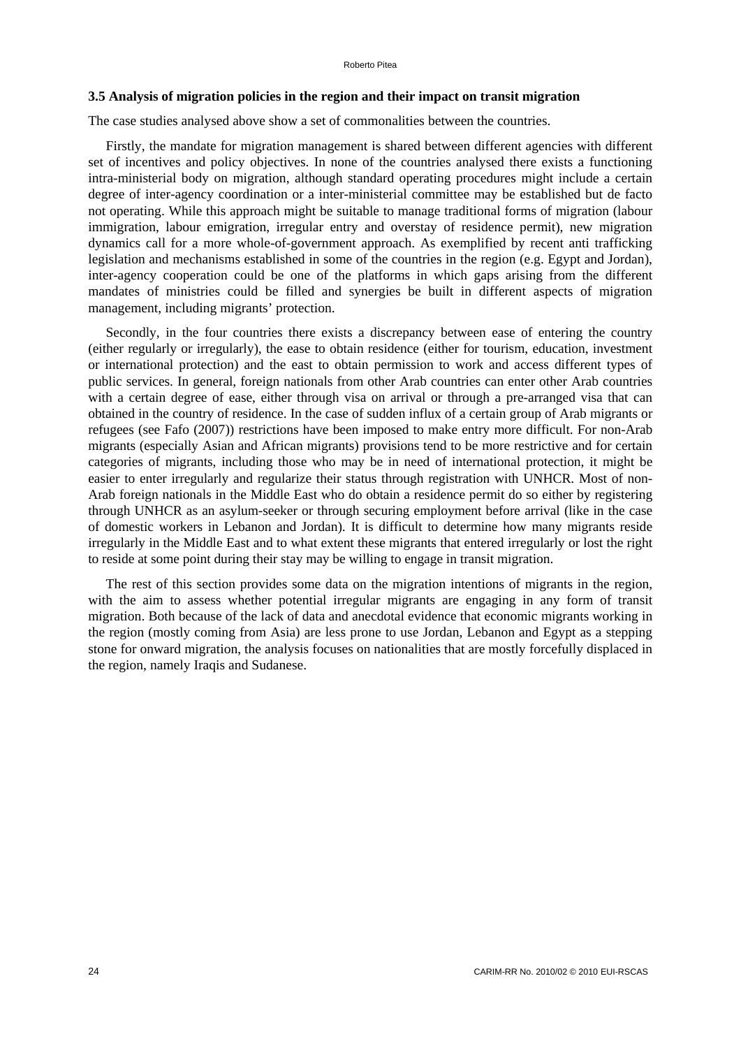### 3.5 Analysis of migration policies in the region and their impact on transit migration

The case studies analysed above show a set of commonalities between the countries.

Firstly, the mandate for migration management is shared between different agencies with different set of incentives and policy objectives. In none of the countries analysed there exists a functioning intra-ministerial body on migration, although standard operating procedures might include a certain degree of inter-agency coordination or a inter-ministerial committee may be established but de facto not operating. While this approach might be suitable to manage traditional forms of migration (labour immigration, labour emigration, irregular entry and overstay of residence permit), new migration dynamics call for a more whole-of-government approach. As exemplified by recent anti trafficking legislation and mechanisms established in some of the countries in the region (e.g. Egypt and Jordan), inter-agency cooperation could be one of the platforms in which gaps arising from the different mandates of ministries could be filled and synergies be built in different aspects of migration management, including migrants' protection.

Secondly, in the four countries there exists a discrepancy between ease of entering the country (either regularly or irregularly), the ease to obtain residence (either for tourism, education, investment or international protection) and the east to obtain permission to work and access different types of public services. In general, foreign nationals from other Arab countries can enter other Arab countries with a certain degree of ease, either through visa on arrival or through a pre-arranged visa that can obtained in the country of residence. In the case of sudden influx of a certain group of Arab migrants or refugees (see Fafo (2007)) restrictions have been imposed to make entry more difficult. For non-Arab migrants (especially Asian and African migrants) provisions tend to be more restrictive and for certain categories of migrants, including those who may be in need of international protection, it might be easier to enter irregularly and regularize their status through registration with UNHCR. Most of non-Arab foreign nationals in the Middle East who do obtain a residence permit do so either by registering through UNHCR as an asylum-seeker or through securing employment before arrival (like in the case of domestic workers in Lebanon and Jordan). It is difficult to determine how many migrants reside irregularly in the Middle East and to what extent these migrants that entered irregularly or lost the right to reside at some point during their stay may be willing to engage in transit migration.

The rest of this section provides some data on the migration intentions of migrants in the region, with the aim to assess whether potential irregular migrants are engaging in any form of transit migration. Both because of the lack of data and anecdotal evidence that economic migrants working in the region (mostly coming from Asia) are less prone to use Jordan, Lebanon and Egypt as a stepping stone for onward migration, the analysis focuses on nationalities that are mostly forcefully displaced in the region, namely Iraqis and Sudanese.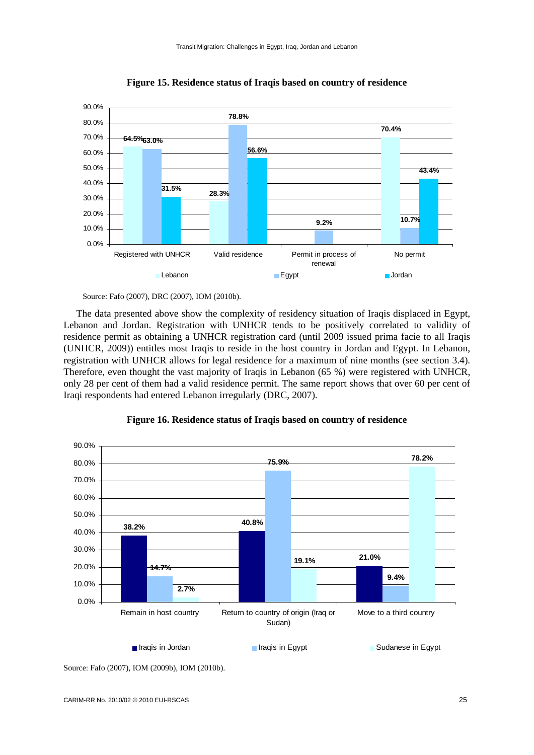**Figure 15. Residence status of Iraqis based on country of residence**

| | Lebanon | Egypt | Jordan |
|---|---|---|---|
| Registered with UNHCR | 64.5% | 63.0% | 31.5% |
| Valid residence | 28.3% | 78.8% | 56.6% |
| Permit in process of renewal | | 9.2% | |
| No permit | 70.4% | 10.7% | 43.4% |

Source: Fafo (2007), DRC (2007), IOM (2010b).

The data presented above show the complexity of residency situation of Iraqis displaced in Egypt, Lebanon and Jordan. Registration with UNHCR tends to be positively correlated to validity of residence permit as obtaining a UNHCR registration card (until 2009 issued prima facie to all Iraqis (UNHCR, 2009)) entitles most Iraqis to reside in the host country in Jordan and Egypt. In Lebanon, registration with UNHCR allows for legal residence for a maximum of nine months (see section 3.4). Therefore, even thought the vast majority of Iraqis in Lebanon (65 %) were registered with UNHCR, only 28 per cent of them had a valid residence permit. The same report shows that over 60 per cent of Iraqi respondents had entered Lebanon irregularly (DRC, 2007).

**Figure 16. Residence status of Iraqis based on country of residence**

| | Iraqis in Jordan | Iraqis in Egypt | Sudanese in Egypt |
|---|---|---|---|
| Remain in host country | 38.2% | 14.7% | 2.7% |
| Return to country of origin (Iraq or Sudan) | 40.8% | 75.9% | 19.1% |
| Move to a third country | 21.0% | 9.4% | 78.2% |

Source: Fafo (2007), IOM (2009b), IOM (2010b).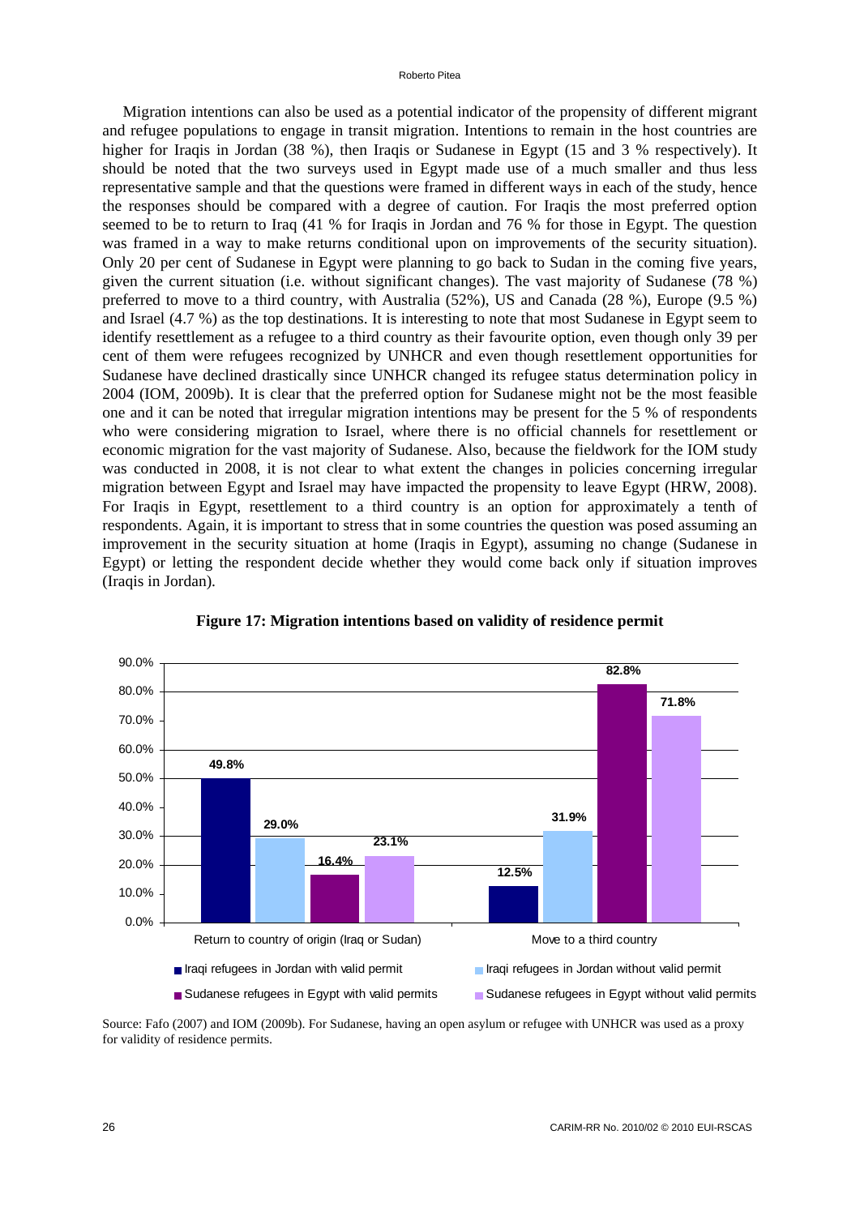Migration intentions can also be used as a potential indicator of the propensity of different migrant and refugee populations to engage in transit migration. Intentions to remain in the host countries are higher for Iraqis in Jordan (38 %), then Iraqis or Sudanese in Egypt (15 and 3 % respectively). It should be noted that the two surveys used in Egypt made use of a much smaller and thus less representative sample and that the questions were framed in different ways in each of the study, hence the responses should be compared with a degree of caution. For Iraqis the most preferred option seemed to be to return to Iraq (41 % for Iraqis in Jordan and 76 % for those in Egypt. The question was framed in a way to make returns conditional upon on improvements of the security situation). Only 20 per cent of Sudanese in Egypt were planning to go back to Sudan in the coming five years, given the current situation (i.e. without significant changes). The vast majority of Sudanese (78 %) preferred to move to a third country, with Australia (52%), US and Canada (28 %), Europe (9.5 %) and Israel (4.7 %) as the top destinations. It is interesting to note that most Sudanese in Egypt seem to identify resettlement as a refugee to a third country as their favourite option, even though only 39 per cent of them were refugees recognized by UNHCR and even though resettlement opportunities for Sudanese have declined drastically since UNHCR changed its refugee status determination policy in 2004 (IOM, 2009b). It is clear that the preferred option for Sudanese might not be the most feasible one and it can be noted that irregular migration intentions may be present for the 5 % of respondents who were considering migration to Israel, where there is no official channels for resettlement or economic migration for the vast majority of Sudanese. Also, because the fieldwork for the IOM study was conducted in 2008, it is not clear to what extent the changes in policies concerning irregular migration between Egypt and Israel may have impacted the propensity to leave Egypt (HRW, 2008). For Iraqis in Egypt, resettlement to a third country is an option for approximately a tenth of respondents. Again, it is important to stress that in some countries the question was posed assuming an improvement in the security situation at home (Iraqis in Egypt), assuming no change (Sudanese in Egypt) or letting the respondent decide whether they would come back only if situation improves (Iraqis in Jordan).

**Figure 17: Migration intentions based on validity of residence permit**

| | Return to country of origin (Iraq or Sudan) | Move to a third country |
|---|---|---|
| Iraqi refugees in Jordan with valid permit | 49.8% | 12.5% |
| Iraqi refugees in Jordan without valid permit | 29.0% | 31.9% |
| Sudanese refugees in Egypt with valid permits | 16.4% | 82.8% |
| Sudanese refugees in Egypt without valid permits | 23.1% | 71.8% |

Source: Fafo (2007) and IOM (2009b). For Sudanese, having an open asylum or refugee with UNHCR was used as a proxy for validity of residence permits.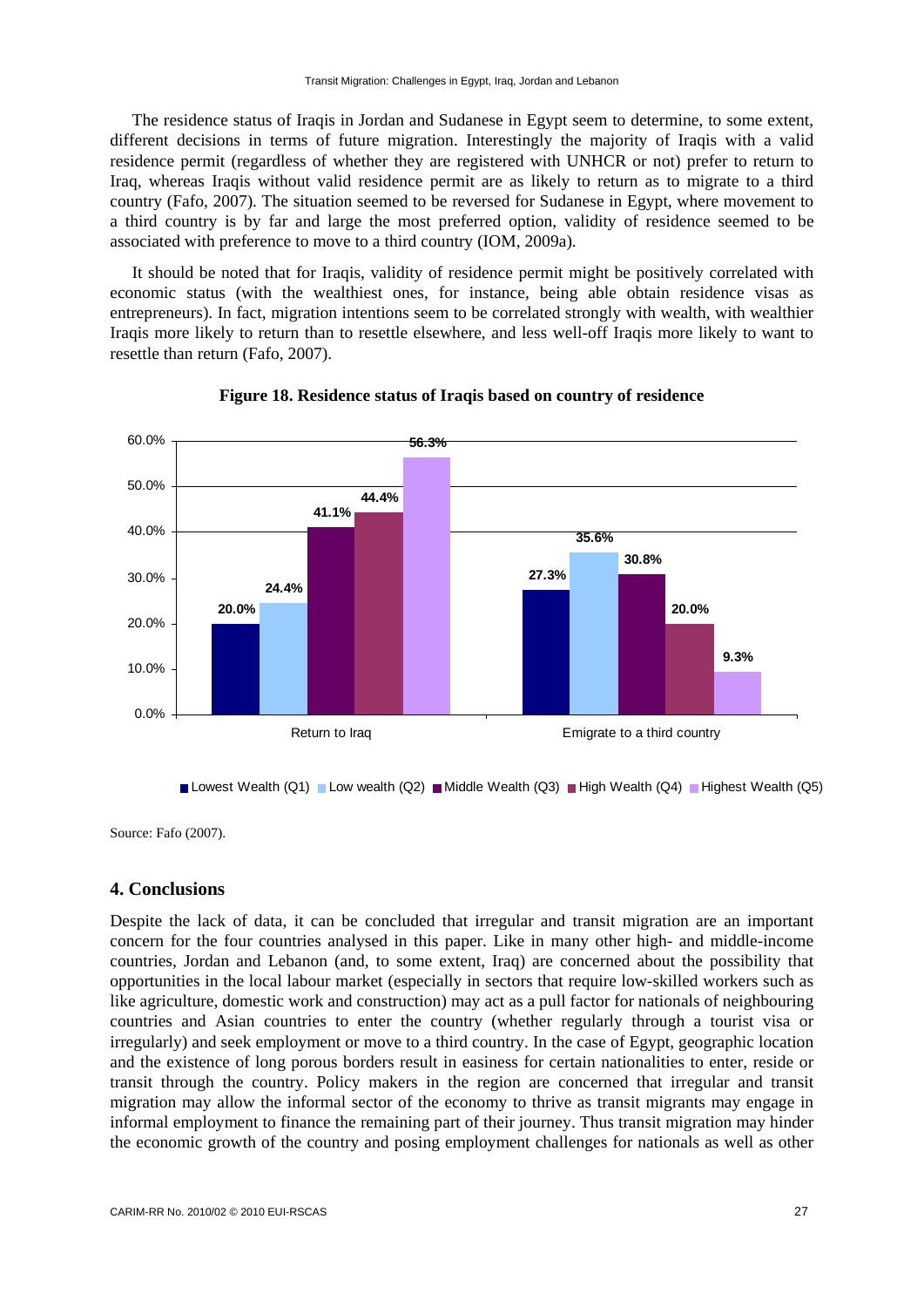The residence status of Iraqis in Jordan and Sudanese in Egypt seem to determine, to some extent, different decisions in terms of future migration. Interestingly the majority of Iraqis with a valid residence permit (regardless of whether they are registered with UNHCR or not) prefer to return to Iraq, whereas Iraqis without valid residence permit are as likely to return as to migrate to a third country (Fafo, 2007). The situation seemed to be reversed for Sudanese in Egypt, where movement to a third country is by far and large the most preferred option, validity of residence seemed to be associated with preference to move to a third country (IOM, 2009a).

It should be noted that for Iraqis, validity of residence permit might be positively correlated with economic status (with the wealthiest ones, for instance, being able obtain residence visas as entrepreneurs). In fact, migration intentions seem to be correlated strongly with wealth, with wealthier Iraqis more likely to return than to resettle elsewhere, and less well-off Iraqis more likely to want to resettle than return (Fafo, 2007).

**Figure 18. Residence status of Iraqis based on country of residence**

| | Lowest Wealth (Q1) | Low wealth (Q2) | Middle Wealth (Q3) | High Wealth (Q4) | Highest Wealth (Q5) |
|---|---|---|---|---|---|
| Return to Iraq | 20.0% | 24.4% | 41.1% | 44.4% | 56.3% |
| Emigrate to a third country | 27.3% | 35.6% | 30.8% | 20.0% | 9.3% |

Source: Fafo (2007).

## 4. Conclusions

Despite the lack of data, it can be concluded that irregular and transit migration are an important concern for the four countries analysed in this paper. Like in many other high- and middle-income countries, Jordan and Lebanon (and, to some extent, Iraq) are concerned about the possibility that opportunities in the local labour market (especially in sectors that require low-skilled workers such as like agriculture, domestic work and construction) may act as a pull factor for nationals of neighbouring countries and Asian countries to enter the country (whether regularly through a tourist visa or irregularly) and seek employment or move to a third country. In the case of Egypt, geographic location and the existence of long porous borders result in easiness for certain nationalities to enter, reside or transit through the country. Policy makers in the region are concerned that irregular and transit migration may allow the informal sector of the economy to thrive as transit migrants may engage in informal employment to finance the remaining part of their journey. Thus transit migration may hinder the economic growth of the country and posing employment challenges for nationals as well as other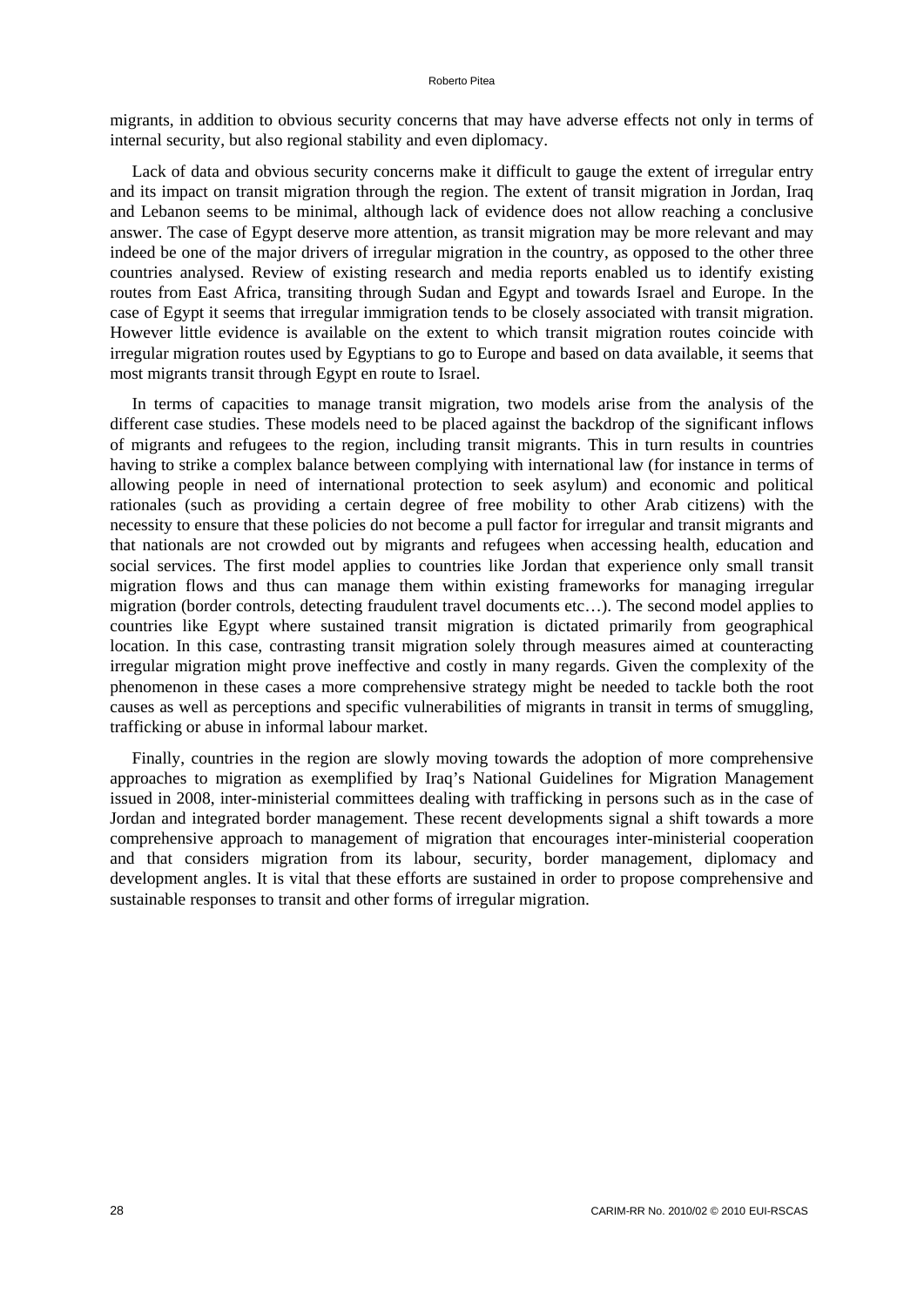migrants, in addition to obvious security concerns that may have adverse effects not only in terms of internal security, but also regional stability and even diplomacy.

Lack of data and obvious security concerns make it difficult to gauge the extent of irregular entry and its impact on transit migration through the region. The extent of transit migration in Jordan, Iraq and Lebanon seems to be minimal, although lack of evidence does not allow reaching a conclusive answer. The case of Egypt deserve more attention, as transit migration may be more relevant and may indeed be one of the major drivers of irregular migration in the country, as opposed to the other three countries analysed. Review of existing research and media reports enabled us to identify existing routes from East Africa, transiting through Sudan and Egypt and towards Israel and Europe. In the case of Egypt it seems that irregular immigration tends to be closely associated with transit migration. However little evidence is available on the extent to which transit migration routes coincide with irregular migration routes used by Egyptians to go to Europe and based on data available, it seems that most migrants transit through Egypt en route to Israel.

In terms of capacities to manage transit migration, two models arise from the analysis of the different case studies. These models need to be placed against the backdrop of the significant inflows of migrants and refugees to the region, including transit migrants. This in turn results in countries having to strike a complex balance between complying with international law (for instance in terms of allowing people in need of international protection to seek asylum) and economic and political rationales (such as providing a certain degree of free mobility to other Arab citizens) with the necessity to ensure that these policies do not become a pull factor for irregular and transit migrants and that nationals are not crowded out by migrants and refugees when accessing health, education and social services. The first model applies to countries like Jordan that experience only small transit migration flows and thus can manage them within existing frameworks for managing irregular migration (border controls, detecting fraudulent travel documents etc…). The second model applies to countries like Egypt where sustained transit migration is dictated primarily from geographical location. In this case, contrasting transit migration solely through measures aimed at counteracting irregular migration might prove ineffective and costly in many regards. Given the complexity of the phenomenon in these cases a more comprehensive strategy might be needed to tackle both the root causes as well as perceptions and specific vulnerabilities of migrants in transit in terms of smuggling, trafficking or abuse in informal labour market.

Finally, countries in the region are slowly moving towards the adoption of more comprehensive approaches to migration as exemplified by Iraq's National Guidelines for Migration Management issued in 2008, inter-ministerial committees dealing with trafficking in persons such as in the case of Jordan and integrated border management. These recent developments signal a shift towards a more comprehensive approach to management of migration that encourages inter-ministerial cooperation and that considers migration from its labour, security, border management, diplomacy and development angles. It is vital that these efforts are sustained in order to propose comprehensive and sustainable responses to transit and other forms of irregular migration.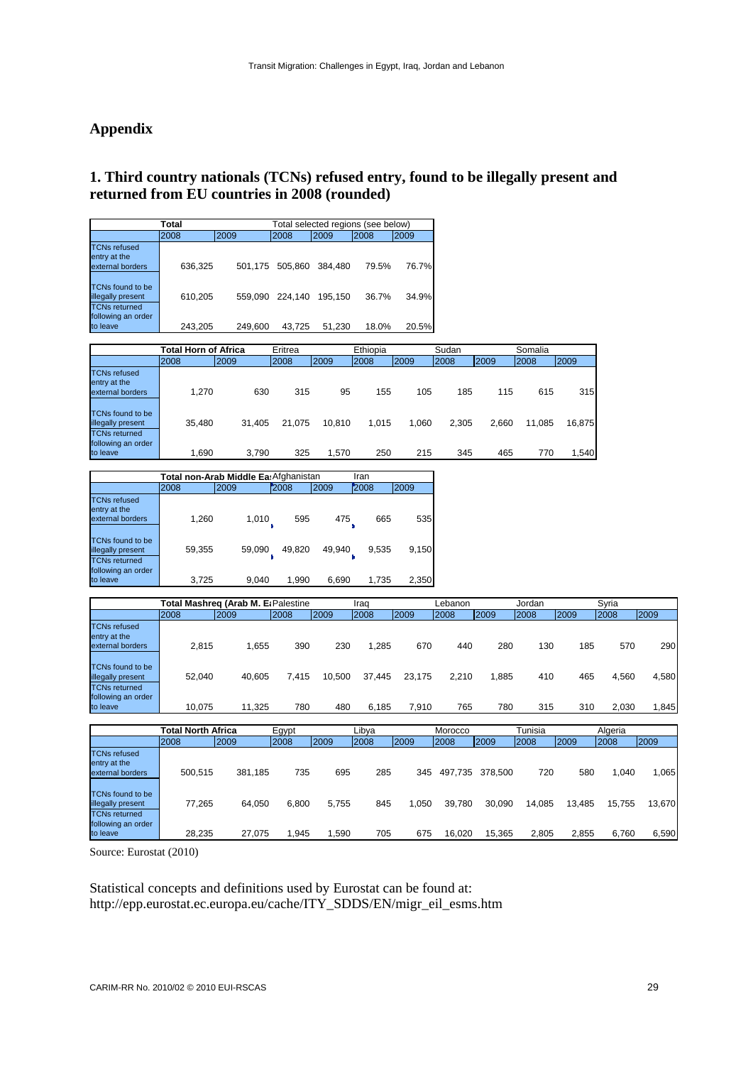## Appendix

### 1. Third country nationals (TCNs) refused entry, found to be illegally present and returned from EU countries in 2008 (rounded)

| | Total | | Total selected regions (see below) | | | |
|---|---|---|---|---|---|---|
| | 2008 | 2009 | 2008 | 2009 | 2008 | 2009 |
| TCNs refused entry at the external borders | 636,325 | 501,175 | 505,860 | 384,480 | 79.5% | 76.7% |
| TCNs found to be illegally present | 610,205 | 559,090 | 224,140 | 195,150 | 36.7% | 34.9% |
| TCNs returned following an order to leave | 243,205 | 249,600 | 43,725 | 51,230 | 18.0% | 20.5% |

| | Total Horn of Africa | | Eritrea | | Ethiopia | | Sudan | | Somalia | |
|---|---|---|---|---|---|---|---|---|---|---|
| | 2008 | 2009 | 2008 | 2009 | 2008 | 2009 | 2008 | 2009 | 2008 | 2009 |
| TCNs refused entry at the external borders | 1,270 | 630 | 315 | 95 | 155 | 105 | 185 | 115 | 615 | 315 |
| TCNs found to be illegally present | 35,480 | 31,405 | 21,075 | 10,810 | 1,015 | 1,060 | 2,305 | 2,660 | 11,085 | 16,875 |
| TCNs returned following an order to leave | 1,690 | 3,790 | 325 | 1,570 | 250 | 215 | 345 | 465 | 770 | 1,540 |

| | Total non-Arab Middle Ea | | Afghanistan | | Iran | |
|---|---|---|---|---|---|---|
| | 2008 | 2009 | 2008 | 2009 | 2008 | 2009 |
| TCNs refused entry at the external borders | 1,260 | 1,010 | 595 | 475 | 665 | 535 |
| TCNs found to be illegally present | 59,355 | 59,090 | 49,820 | 49,940 | 9,535 | 9,150 |
| TCNs returned following an order to leave | 3,725 | 9,040 | 1,990 | 6,690 | 1,735 | 2,350 |

| | Total Mashreq (Arab M. E | | Palestine | | Iraq | | Lebanon | | Jordan | | Syria | |
|---|---|---|---|---|---|---|---|---|---|---|---|---|
| | 2008 | 2009 | 2008 | 2009 | 2008 | 2009 | 2008 | 2009 | 2008 | 2009 | 2008 | 2009 |
| TCNs refused entry at the external borders | 2,815 | 1,655 | 390 | 230 | 1,285 | 670 | 440 | 280 | 130 | 185 | 570 | 290 |
| TCNs found to be illegally present | 52,040 | 40,605 | 7,415 | 10,500 | 37,445 | 23,175 | 2,210 | 1,885 | 410 | 465 | 4,560 | 4,580 |
| TCNs returned following an order to leave | 10,075 | 11,325 | 780 | 480 | 6,185 | 7,910 | 765 | 780 | 315 | 310 | 2,030 | 1,845 |

| | Total North Africa | | Egypt | | Libya | | Morocco | | Tunisia | | Algeria | |
|---|---|---|---|---|---|---|---|---|---|---|---|---|
| | 2008 | 2009 | 2008 | 2009 | 2008 | 2009 | 2008 | 2009 | 2008 | 2009 | 2008 | 2009 |
| TCNs refused entry at the external borders | 500,515 | 381,185 | 735 | 695 | 285 | 345 | 497,735 | 378,500 | 720 | 580 | 1,040 | 1,065 |
| TCNs found to be illegally present | 77,265 | 64,050 | 6,800 | 5,755 | 845 | 1,050 | 39,780 | 30,090 | 14,085 | 13,485 | 15,755 | 13,670 |
| TCNs returned following an order to leave | 28,235 | 27,075 | 1,945 | 1,590 | 705 | 675 | 16,020 | 15,365 | 2,805 | 2,855 | 6,760 | 6,590 |

Source: Eurostat (2010)

Statistical concepts and definitions used by Eurostat can be found at: http://epp.eurostat.ec.europa.eu/cache/ITY_SDDS/EN/migr_eil_esms.htm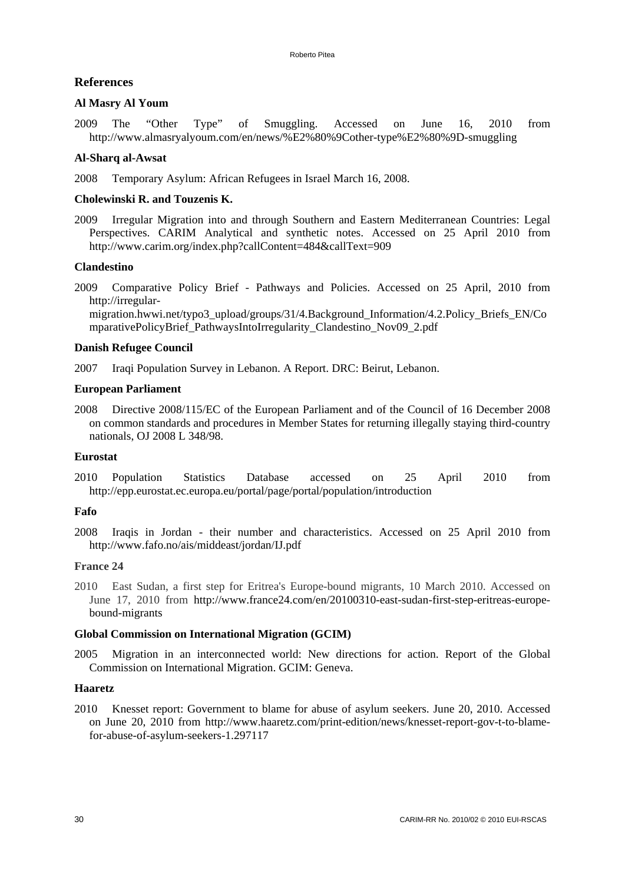## References

**Al Masry Al Youm**

2009 The "Other Type" of Smuggling. Accessed on June 16, 2010 from http://www.almasryalyoum.com/en/news/%E2%80%9Cother-type%E2%80%9D-smuggling

**Al-Sharq al-Awsat**

2008 Temporary Asylum: African Refugees in Israel March 16, 2008.

**Cholewinski R. and Touzenis K.**

2009 Irregular Migration into and through Southern and Eastern Mediterranean Countries: Legal Perspectives. CARIM Analytical and synthetic notes. Accessed on 25 April 2010 from http://www.carim.org/index.php?callContent=484&callText=909

**Clandestino**

2009 Comparative Policy Brief - Pathways and Policies. Accessed on 25 April, 2010 from http://irregular-migration.hwwi.net/typo3_upload/groups/31/4.Background_Information/4.2.Policy_Briefs_EN/ComparativePolicyBrief_PathwaysIntoIrregularity_Clandestino_Nov09_2.pdf

**Danish Refugee Council**

2007 Iraqi Population Survey in Lebanon. A Report. DRC: Beirut, Lebanon.

**European Parliament**

2008 Directive 2008/115/EC of the European Parliament and of the Council of 16 December 2008 on common standards and procedures in Member States for returning illegally staying third-country nationals, OJ 2008 L 348/98.

**Eurostat**

2010 Population Statistics Database accessed on 25 April 2010 from http://epp.eurostat.ec.europa.eu/portal/page/portal/population/introduction

**Fafo**

2008 Iraqis in Jordan - their number and characteristics. Accessed on 25 April 2010 from http://www.fafo.no/ais/middeast/jordan/IJ.pdf

**France 24**

2010 East Sudan, a first step for Eritrea's Europe-bound migrants, 10 March 2010. Accessed on June 17, 2010 from http://www.france24.com/en/20100310-east-sudan-first-step-eritreas-europe-bound-migrants

**Global Commission on International Migration (GCIM)**

2005 Migration in an interconnected world: New directions for action. Report of the Global Commission on International Migration. GCIM: Geneva.

**Haaretz**

2010 Knesset report: Government to blame for abuse of asylum seekers. June 20, 2010. Accessed on June 20, 2010 from http://www.haaretz.com/print-edition/news/knesset-report-gov-t-to-blame-for-abuse-of-asylum-seekers-1.297117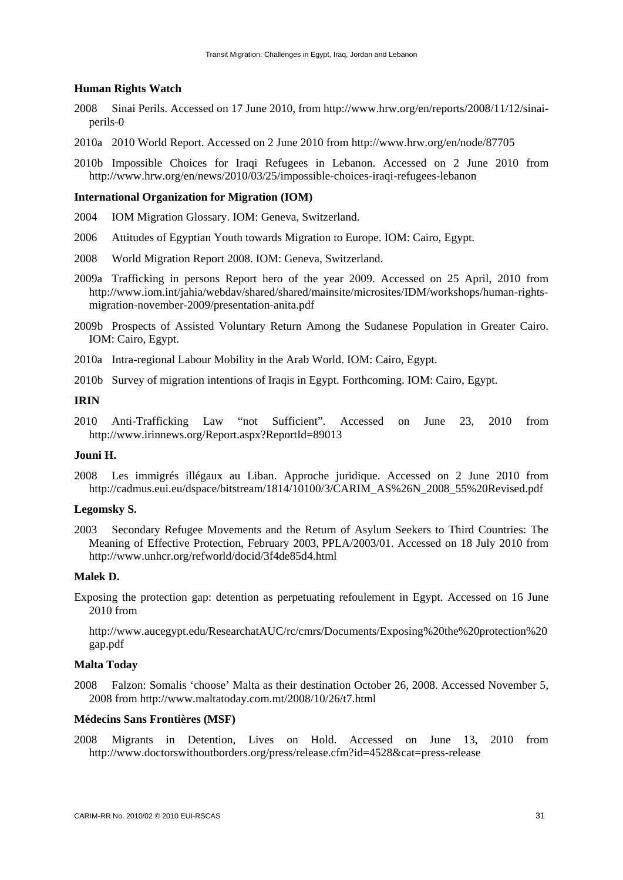**Human Rights Watch**

2008 Sinai Perils. Accessed on 17 June 2010, from http://www.hrw.org/en/reports/2008/11/12/sinai-perils-0

2010a 2010 World Report. Accessed on 2 June 2010 from http://www.hrw.org/en/node/87705

2010b Impossible Choices for Iraqi Refugees in Lebanon. Accessed on 2 June 2010 from http://www.hrw.org/en/news/2010/03/25/impossible-choices-iraqi-refugees-lebanon

**International Organization for Migration (IOM)**

2004 IOM Migration Glossary. IOM: Geneva, Switzerland.

2006 Attitudes of Egyptian Youth towards Migration to Europe. IOM: Cairo, Egypt.

2008 World Migration Report 2008. IOM: Geneva, Switzerland.

2009a Trafficking in persons Report hero of the year 2009. Accessed on 25 April, 2010 from http://www.iom.int/jahia/webdav/shared/shared/mainsite/microsites/IDM/workshops/human-rights-migration-november-2009/presentation-anita.pdf

2009b Prospects of Assisted Voluntary Return Among the Sudanese Population in Greater Cairo. IOM: Cairo, Egypt.

2010a Intra-regional Labour Mobility in the Arab World. IOM: Cairo, Egypt.

2010b Survey of migration intentions of Iraqis in Egypt. Forthcoming. IOM: Cairo, Egypt.

**IRIN**

2010 Anti-Trafficking Law "not Sufficient". Accessed on June 23, 2010 from http://www.irinnews.org/Report.aspx?ReportId=89013

**Jouni H.**

2008 Les immigrés illégaux au Liban. Approche juridique. Accessed on 2 June 2010 from http://cadmus.eui.eu/dspace/bitstream/1814/10100/3/CARIM_AS%26N_2008_55%20Revised.pdf

**Legomsky S.**

2003 Secondary Refugee Movements and the Return of Asylum Seekers to Third Countries: The Meaning of Effective Protection, February 2003, PPLA/2003/01. Accessed on 18 July 2010 from http://www.unhcr.org/refworld/docid/3f4de85d4.html

**Malek D.**

Exposing the protection gap: detention as perpetuating refoulement in Egypt. Accessed on 16 June 2010 from

http://www.aucegypt.edu/ResearchatAUC/rc/cmrs/Documents/Exposing%20the%20protection%20gap.pdf

**Malta Today**

2008 Falzon: Somalis 'choose' Malta as their destination October 26, 2008. Accessed November 5, 2008 from http://www.maltatoday.com.mt/2008/10/26/t7.html

**Médecins Sans Frontières (MSF)**

2008 Migrants in Detention, Lives on Hold. Accessed on June 13, 2010 from http://www.doctorswithoutborders.org/press/release.cfm?id=4528&cat=press-release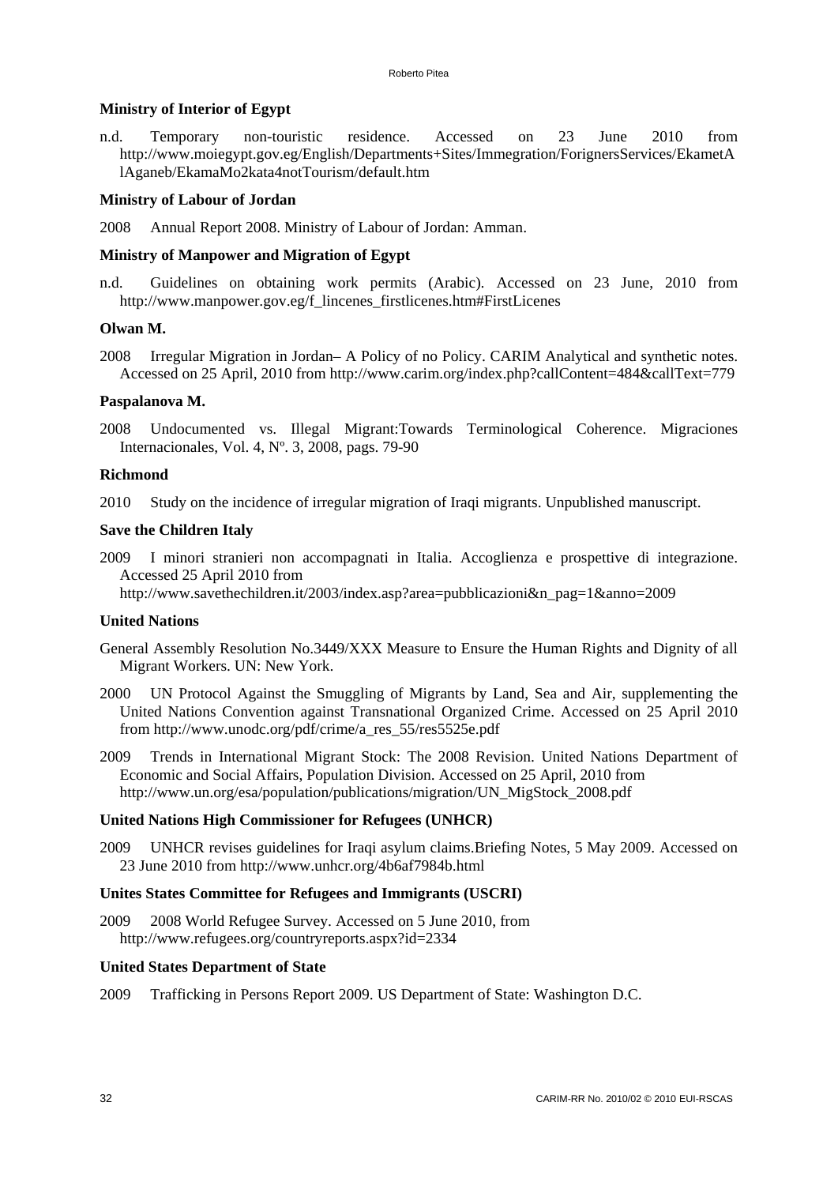**Ministry of Interior of Egypt**

n.d. Temporary non-touristic residence. Accessed on 23 June 2010 from http://www.moiegypt.gov.eg/English/Departments+Sites/Immegration/ForignersServices/EkametAlAganeb/EkamaMo2kata4notTourism/default.htm

**Ministry of Labour of Jordan**

2008 Annual Report 2008. Ministry of Labour of Jordan: Amman.

**Ministry of Manpower and Migration of Egypt**

n.d. Guidelines on obtaining work permits (Arabic). Accessed on 23 June, 2010 from http://www.manpower.gov.eg/f_lincenes_firstlicenes.htm#FirstLicenes

**Olwan M.**

2008 Irregular Migration in Jordan– A Policy of no Policy. CARIM Analytical and synthetic notes. Accessed on 25 April, 2010 from http://www.carim.org/index.php?callContent=484&callText=779

**Paspalanova M.**

2008 Undocumented vs. Illegal Migrant:Towards Terminological Coherence. Migraciones Internacionales, Vol. 4, Nº. 3, 2008, pags. 79-90

**Richmond**

2010 Study on the incidence of irregular migration of Iraqi migrants. Unpublished manuscript.

**Save the Children Italy**

2009 I minori stranieri non accompagnati in Italia. Accoglienza e prospettive di integrazione. Accessed 25 April 2010 from http://www.savethechildren.it/2003/index.asp?area=pubblicazioni&n_pag=1&anno=2009

**United Nations**

General Assembly Resolution No.3449/XXX Measure to Ensure the Human Rights and Dignity of all Migrant Workers. UN: New York.

2000 UN Protocol Against the Smuggling of Migrants by Land, Sea and Air, supplementing the United Nations Convention against Transnational Organized Crime. Accessed on 25 April 2010 from http://www.unodc.org/pdf/crime/a_res_55/res5525e.pdf

2009 Trends in International Migrant Stock: The 2008 Revision. United Nations Department of Economic and Social Affairs, Population Division. Accessed on 25 April, 2010 from http://www.un.org/esa/population/publications/migration/UN_MigStock_2008.pdf

**United Nations High Commissioner for Refugees (UNHCR)**

2009 UNHCR revises guidelines for Iraqi asylum claims.Briefing Notes, 5 May 2009. Accessed on 23 June 2010 from http://www.unhcr.org/4b6af7984b.html

**Unites States Committee for Refugees and Immigrants (USCRI)**

2009 2008 World Refugee Survey. Accessed on 5 June 2010, from http://www.refugees.org/countryreports.aspx?id=2334

**United States Department of State**

2009 Trafficking in Persons Report 2009. US Department of State: Washington D.C.